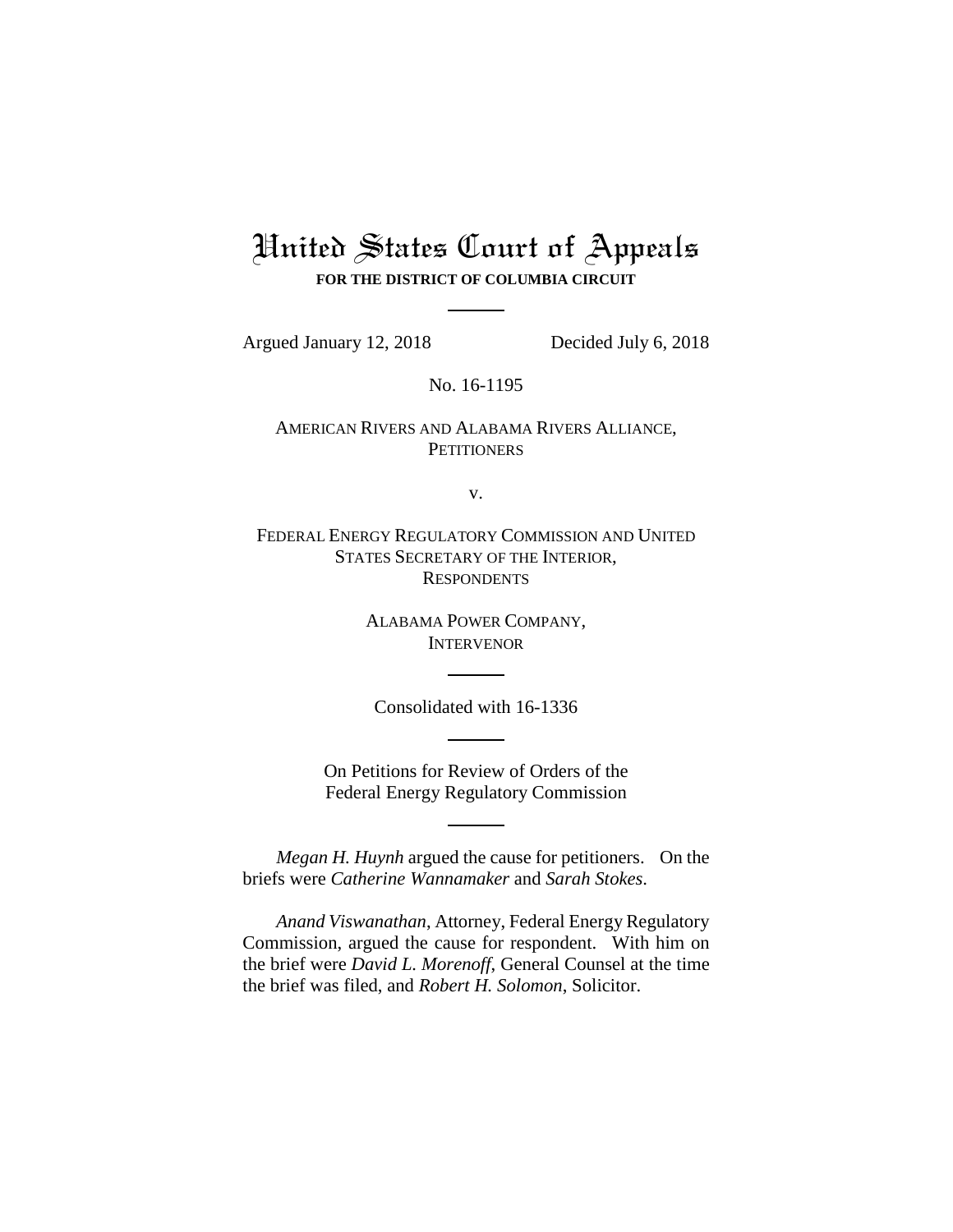# United States Court of Appeals

**FOR THE DISTRICT OF COLUMBIA CIRCUIT**

---

Argued January 12, 2018 Decided July 6, 2018

No. 16-1195

AMERICAN RIVERS AND ALABAMA RIVERS ALLIANCE,
PETITIONERS

v.

FEDERAL ENERGY REGULATORY COMMISSION AND UNITED STATES SECRETARY OF THE INTERIOR,
RESPONDENTS

ALABAMA POWER COMPANY,
INTERVENOR

---

Consolidated with 16-1336

---

On Petitions for Review of Orders of the
Federal Energy Regulatory Commission

---

*Megan H. Huynh* argued the cause for petitioners. On the briefs were *Catherine Wannamaker* and *Sarah Stokes*.

*Anand Viswanathan*, Attorney, Federal Energy Regulatory Commission, argued the cause for respondent. With him on the brief were *David L. Morenoff*, General Counsel at the time the brief was filed, and *Robert H. Solomon*, Solicitor.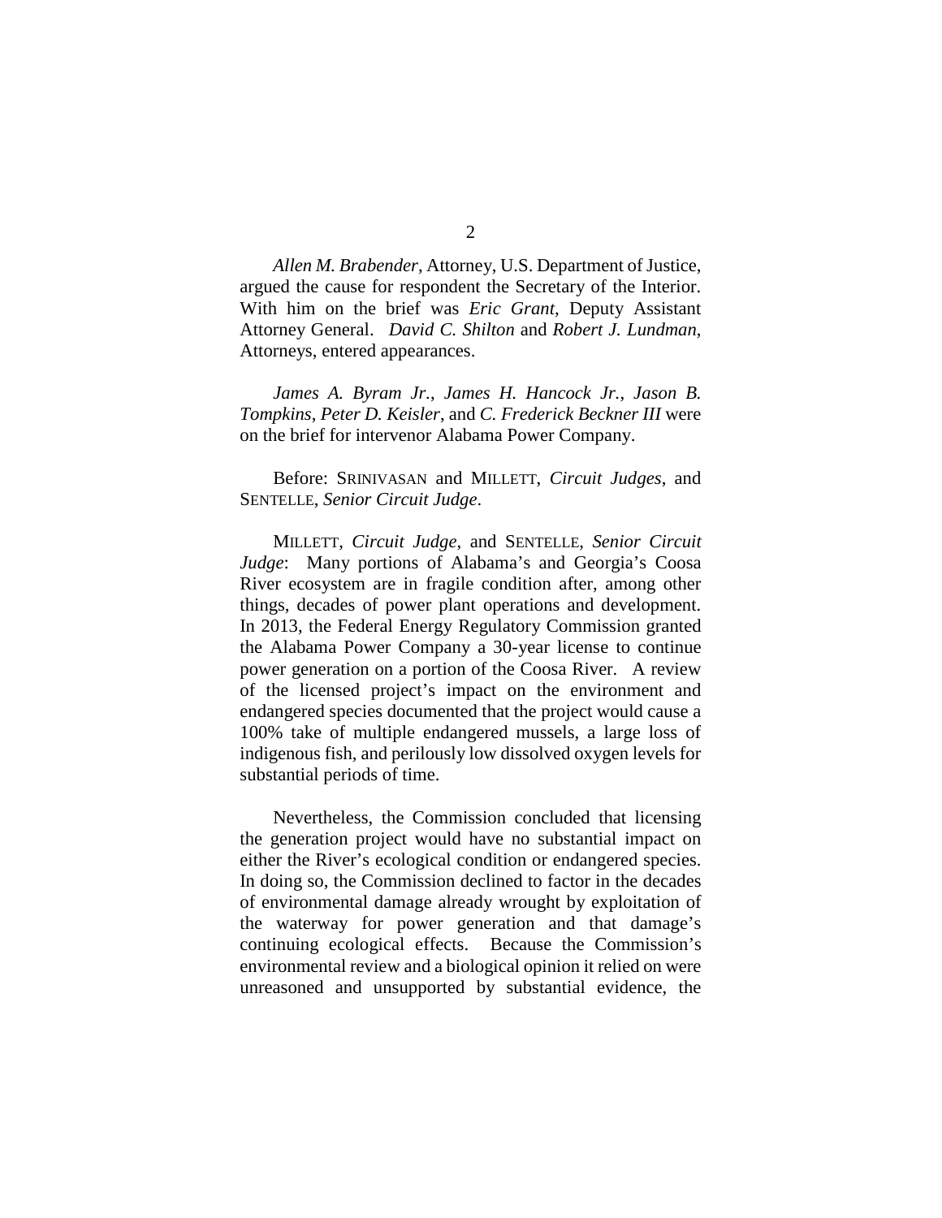*Allen M. Brabender*, Attorney, U.S. Department of Justice, argued the cause for respondent the Secretary of the Interior. With him on the brief was *Eric Grant*, Deputy Assistant Attorney General. *David C. Shilton* and *Robert J. Lundman*, Attorneys, entered appearances.

*James A. Byram Jr.*, *James H. Hancock Jr.*, *Jason B. Tompkins*, *Peter D. Keisler*, and *C. Frederick Beckner III* were on the brief for intervenor Alabama Power Company.

Before: SRINIVASAN and MILLETT, *Circuit Judges*, and SENTELLE, *Senior Circuit Judge*.

MILLETT, *Circuit Judge*, and SENTELLE, *Senior Circuit Judge*: Many portions of Alabama's and Georgia's Coosa River ecosystem are in fragile condition after, among other things, decades of power plant operations and development. In 2013, the Federal Energy Regulatory Commission granted the Alabama Power Company a 30-year license to continue power generation on a portion of the Coosa River. A review of the licensed project's impact on the environment and endangered species documented that the project would cause a 100% take of multiple endangered mussels, a large loss of indigenous fish, and perilously low dissolved oxygen levels for substantial periods of time.

Nevertheless, the Commission concluded that licensing the generation project would have no substantial impact on either the River's ecological condition or endangered species. In doing so, the Commission declined to factor in the decades of environmental damage already wrought by exploitation of the waterway for power generation and that damage's continuing ecological effects. Because the Commission's environmental review and a biological opinion it relied on were unreasoned and unsupported by substantial evidence, the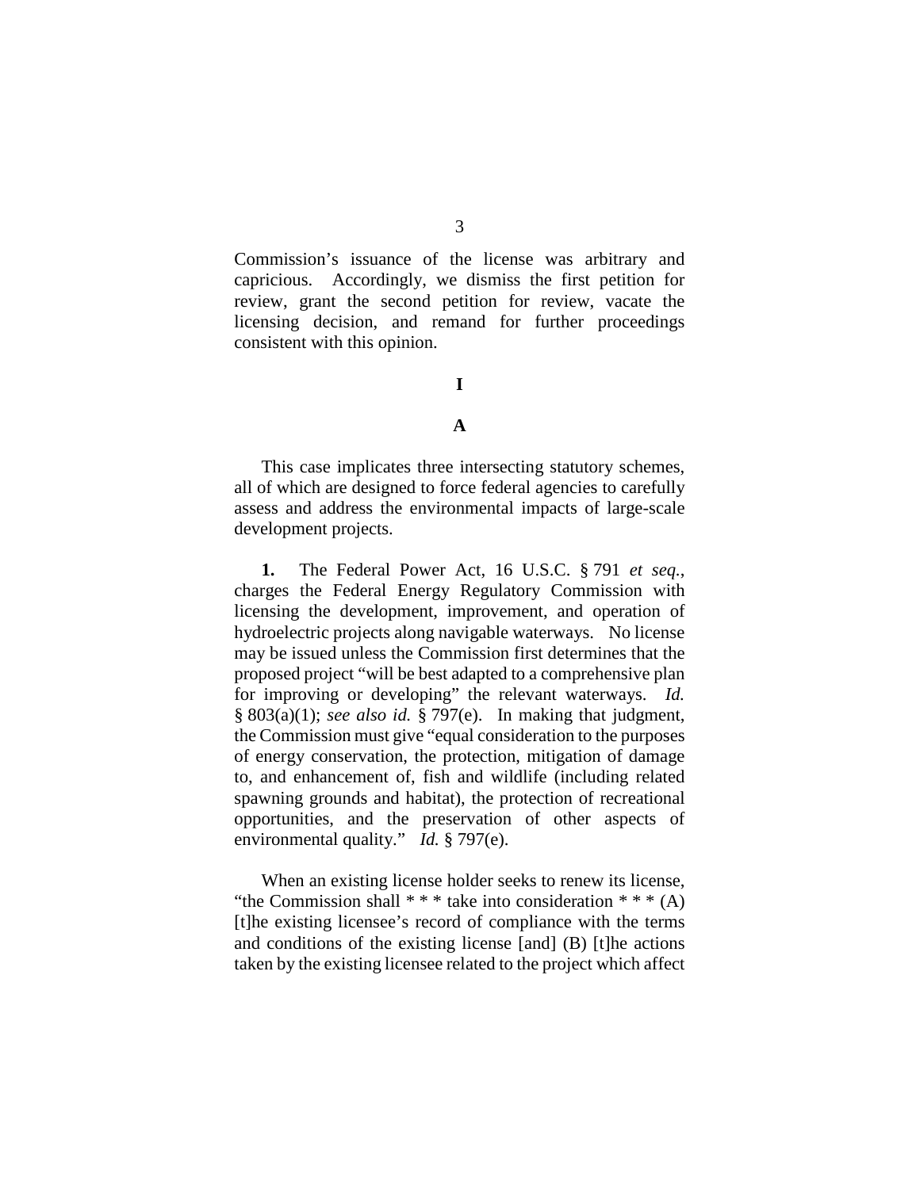Commission's issuance of the license was arbitrary and capricious. Accordingly, we dismiss the first petition for review, grant the second petition for review, vacate the licensing decision, and remand for further proceedings consistent with this opinion.

# I

## A

This case implicates three intersecting statutory schemes, all of which are designed to force federal agencies to carefully assess and address the environmental impacts of large-scale development projects.

**1.** The Federal Power Act, 16 U.S.C. § 791 *et seq.*, charges the Federal Energy Regulatory Commission with licensing the development, improvement, and operation of hydroelectric projects along navigable waterways. No license may be issued unless the Commission first determines that the proposed project "will be best adapted to a comprehensive plan for improving or developing" the relevant waterways. *Id.* § 803(a)(1); *see also id.* § 797(e). In making that judgment, the Commission must give "equal consideration to the purposes of energy conservation, the protection, mitigation of damage to, and enhancement of, fish and wildlife (including related spawning grounds and habitat), the protection of recreational opportunities, and the preservation of other aspects of environmental quality." *Id.* § 797(e).

When an existing license holder seeks to renew its license, "the Commission shall * * * take into consideration * * * (A) [t]he existing licensee's record of compliance with the terms and conditions of the existing license [and] (B) [t]he actions taken by the existing licensee related to the project which affect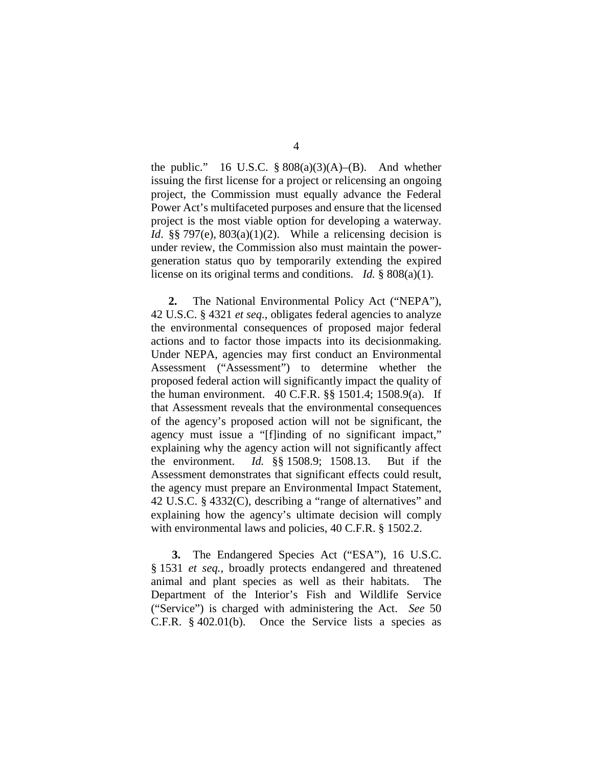the public." 16 U.S.C. § 808(a)(3)(A)–(B). And whether issuing the first license for a project or relicensing an ongoing project, the Commission must equally advance the Federal Power Act's multifaceted purposes and ensure that the licensed project is the most viable option for developing a waterway. *Id*. §§ 797(e), 803(a)(1)(2). While a relicensing decision is under review, the Commission also must maintain the power-generation status quo by temporarily extending the expired license on its original terms and conditions. *Id.* § 808(a)(1).

**2.** The National Environmental Policy Act ("NEPA"), 42 U.S.C. § 4321 *et seq.*, obligates federal agencies to analyze the environmental consequences of proposed major federal actions and to factor those impacts into its decisionmaking. Under NEPA, agencies may first conduct an Environmental Assessment ("Assessment") to determine whether the proposed federal action will significantly impact the quality of the human environment. 40 C.F.R. §§ 1501.4; 1508.9(a). If that Assessment reveals that the environmental consequences of the agency's proposed action will not be significant, the agency must issue a "[f]inding of no significant impact," explaining why the agency action will not significantly affect the environment. *Id.* §§ 1508.9; 1508.13. But if the Assessment demonstrates that significant effects could result, the agency must prepare an Environmental Impact Statement, 42 U.S.C. § 4332(C), describing a "range of alternatives" and explaining how the agency's ultimate decision will comply with environmental laws and policies, 40 C.F.R. § 1502.2.

**3.** The Endangered Species Act ("ESA"), 16 U.S.C. § 1531 *et seq.*, broadly protects endangered and threatened animal and plant species as well as their habitats. The Department of the Interior's Fish and Wildlife Service ("Service") is charged with administering the Act. *See* 50 C.F.R. § 402.01(b). Once the Service lists a species as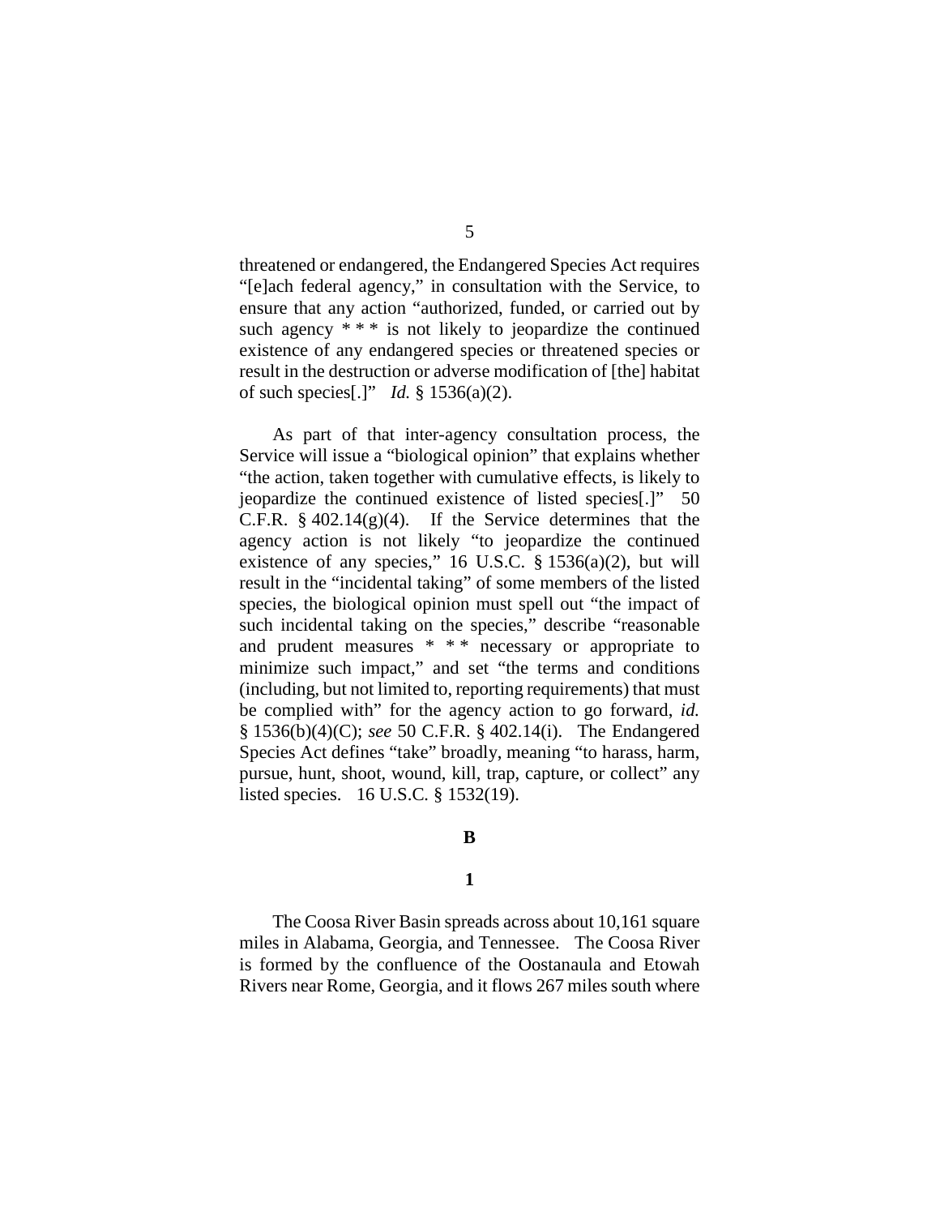threatened or endangered, the Endangered Species Act requires "[e]ach federal agency," in consultation with the Service, to ensure that any action "authorized, funded, or carried out by such agency * * * is not likely to jeopardize the continued existence of any endangered species or threatened species or result in the destruction or adverse modification of [the] habitat of such species[.]" *Id.* § 1536(a)(2).

As part of that inter-agency consultation process, the Service will issue a "biological opinion" that explains whether "the action, taken together with cumulative effects, is likely to jeopardize the continued existence of listed species[.]" 50 C.F.R. § 402.14(g)(4). If the Service determines that the agency action is not likely "to jeopardize the continued existence of any species," 16 U.S.C. § 1536(a)(2), but will result in the "incidental taking" of some members of the listed species, the biological opinion must spell out "the impact of such incidental taking on the species," describe "reasonable and prudent measures * * * necessary or appropriate to minimize such impact," and set "the terms and conditions (including, but not limited to, reporting requirements) that must be complied with" for the agency action to go forward, *id.* § 1536(b)(4)(C); *see* 50 C.F.R. § 402.14(i). The Endangered Species Act defines "take" broadly, meaning "to harass, harm, pursue, hunt, shoot, wound, kill, trap, capture, or collect" any listed species. 16 U.S.C. § 1532(19).

**B**

**1**

The Coosa River Basin spreads across about 10,161 square miles in Alabama, Georgia, and Tennessee. The Coosa River is formed by the confluence of the Oostanaula and Etowah Rivers near Rome, Georgia, and it flows 267 miles south where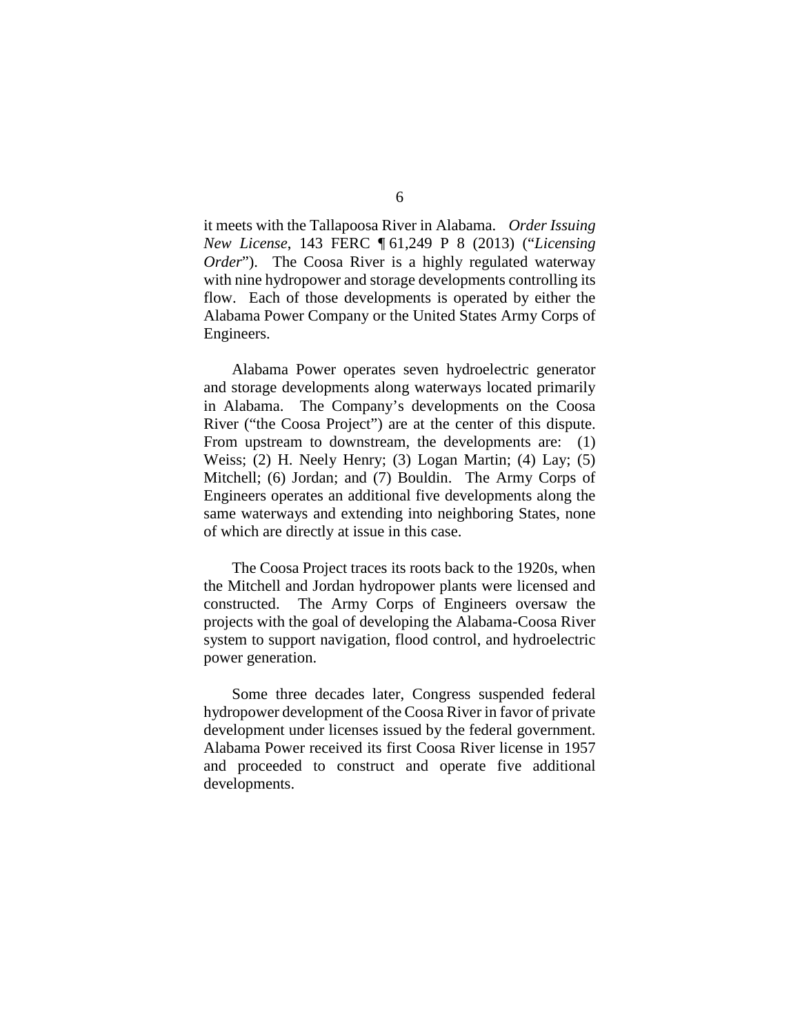it meets with the Tallapoosa River in Alabama. *Order Issuing New License*, 143 FERC ¶ 61,249 P 8 (2013) ("*Licensing Order*"). The Coosa River is a highly regulated waterway with nine hydropower and storage developments controlling its flow. Each of those developments is operated by either the Alabama Power Company or the United States Army Corps of Engineers.

Alabama Power operates seven hydroelectric generator and storage developments along waterways located primarily in Alabama. The Company's developments on the Coosa River ("the Coosa Project") are at the center of this dispute. From upstream to downstream, the developments are: (1) Weiss; (2) H. Neely Henry; (3) Logan Martin; (4) Lay; (5) Mitchell; (6) Jordan; and (7) Bouldin. The Army Corps of Engineers operates an additional five developments along the same waterways and extending into neighboring States, none of which are directly at issue in this case.

The Coosa Project traces its roots back to the 1920s, when the Mitchell and Jordan hydropower plants were licensed and constructed. The Army Corps of Engineers oversaw the projects with the goal of developing the Alabama-Coosa River system to support navigation, flood control, and hydroelectric power generation.

Some three decades later, Congress suspended federal hydropower development of the Coosa River in favor of private development under licenses issued by the federal government. Alabama Power received its first Coosa River license in 1957 and proceeded to construct and operate five additional developments.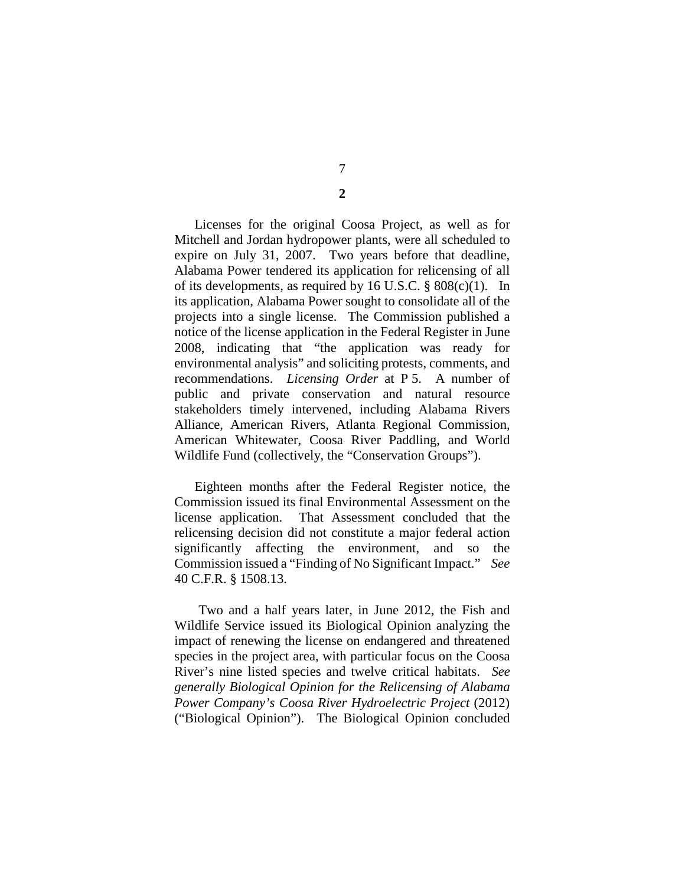## 2

Licenses for the original Coosa Project, as well as for Mitchell and Jordan hydropower plants, were all scheduled to expire on July 31, 2007. Two years before that deadline, Alabama Power tendered its application for relicensing of all of its developments, as required by 16 U.S.C. § 808(c)(1). In its application, Alabama Power sought to consolidate all of the projects into a single license. The Commission published a notice of the license application in the Federal Register in June 2008, indicating that "the application was ready for environmental analysis" and soliciting protests, comments, and recommendations. *Licensing Order* at P 5. A number of public and private conservation and natural resource stakeholders timely intervened, including Alabama Rivers Alliance, American Rivers, Atlanta Regional Commission, American Whitewater, Coosa River Paddling, and World Wildlife Fund (collectively, the "Conservation Groups").

Eighteen months after the Federal Register notice, the Commission issued its final Environmental Assessment on the license application. That Assessment concluded that the relicensing decision did not constitute a major federal action significantly affecting the environment, and so the Commission issued a "Finding of No Significant Impact." *See* 40 C.F.R. § 1508.13.

Two and a half years later, in June 2012, the Fish and Wildlife Service issued its Biological Opinion analyzing the impact of renewing the license on endangered and threatened species in the project area, with particular focus on the Coosa River's nine listed species and twelve critical habitats. *See generally Biological Opinion for the Relicensing of Alabama Power Company's Coosa River Hydroelectric Project* (2012) ("Biological Opinion"). The Biological Opinion concluded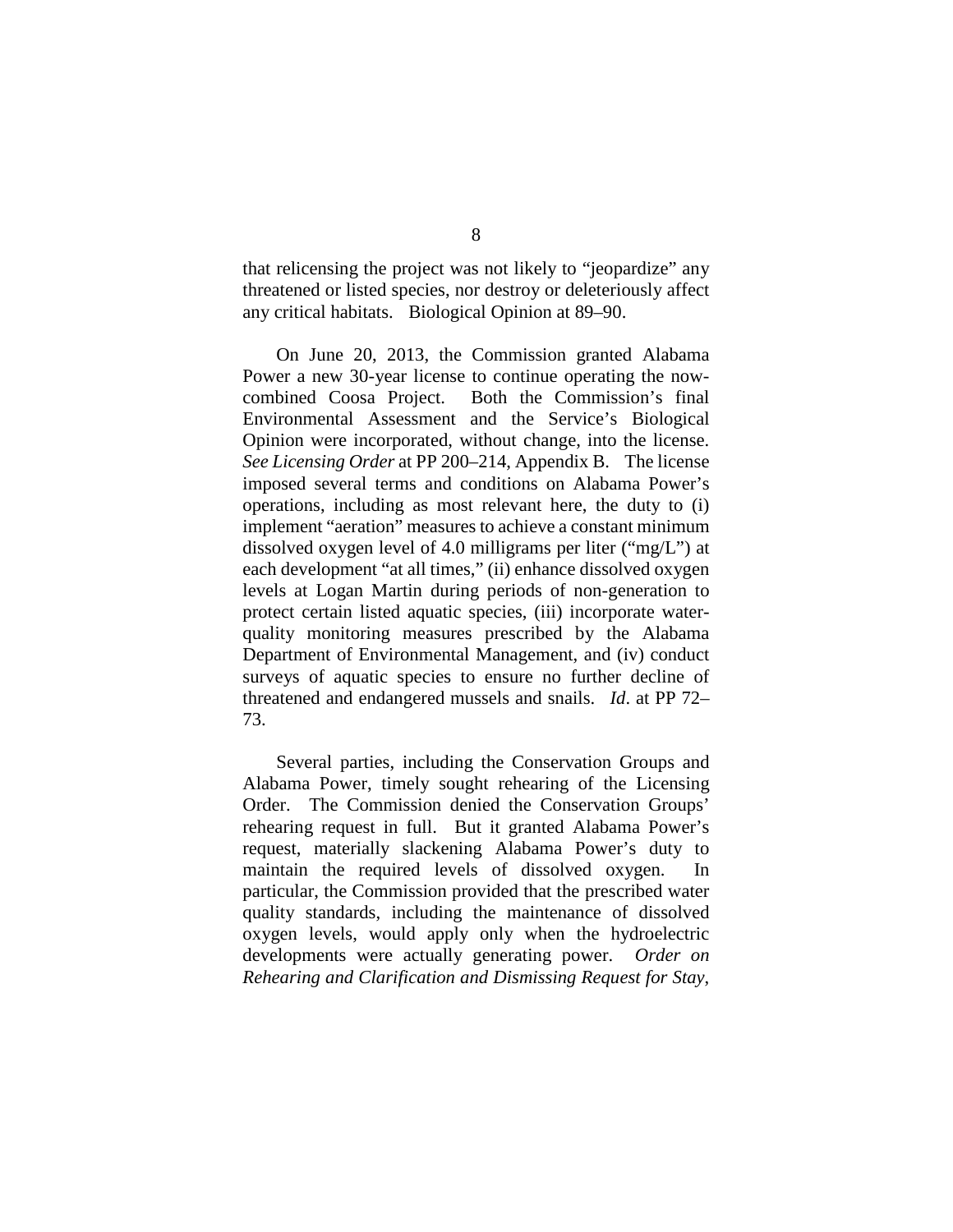that relicensing the project was not likely to "jeopardize" any threatened or listed species, nor destroy or deleteriously affect any critical habitats. Biological Opinion at 89–90.

On June 20, 2013, the Commission granted Alabama Power a new 30-year license to continue operating the now-combined Coosa Project. Both the Commission's final Environmental Assessment and the Service's Biological Opinion were incorporated, without change, into the license. *See Licensing Order* at PP 200–214, Appendix B. The license imposed several terms and conditions on Alabama Power's operations, including as most relevant here, the duty to (i) implement "aeration" measures to achieve a constant minimum dissolved oxygen level of 4.0 milligrams per liter ("mg/L") at each development "at all times," (ii) enhance dissolved oxygen levels at Logan Martin during periods of non-generation to protect certain listed aquatic species, (iii) incorporate water-quality monitoring measures prescribed by the Alabama Department of Environmental Management, and (iv) conduct surveys of aquatic species to ensure no further decline of threatened and endangered mussels and snails. *Id*. at PP 72–73.

Several parties, including the Conservation Groups and Alabama Power, timely sought rehearing of the Licensing Order. The Commission denied the Conservation Groups' rehearing request in full. But it granted Alabama Power's request, materially slackening Alabama Power's duty to maintain the required levels of dissolved oxygen. In particular, the Commission provided that the prescribed water quality standards, including the maintenance of dissolved oxygen levels, would apply only when the hydroelectric developments were actually generating power. *Order on Rehearing and Clarification and Dismissing Request for Stay*,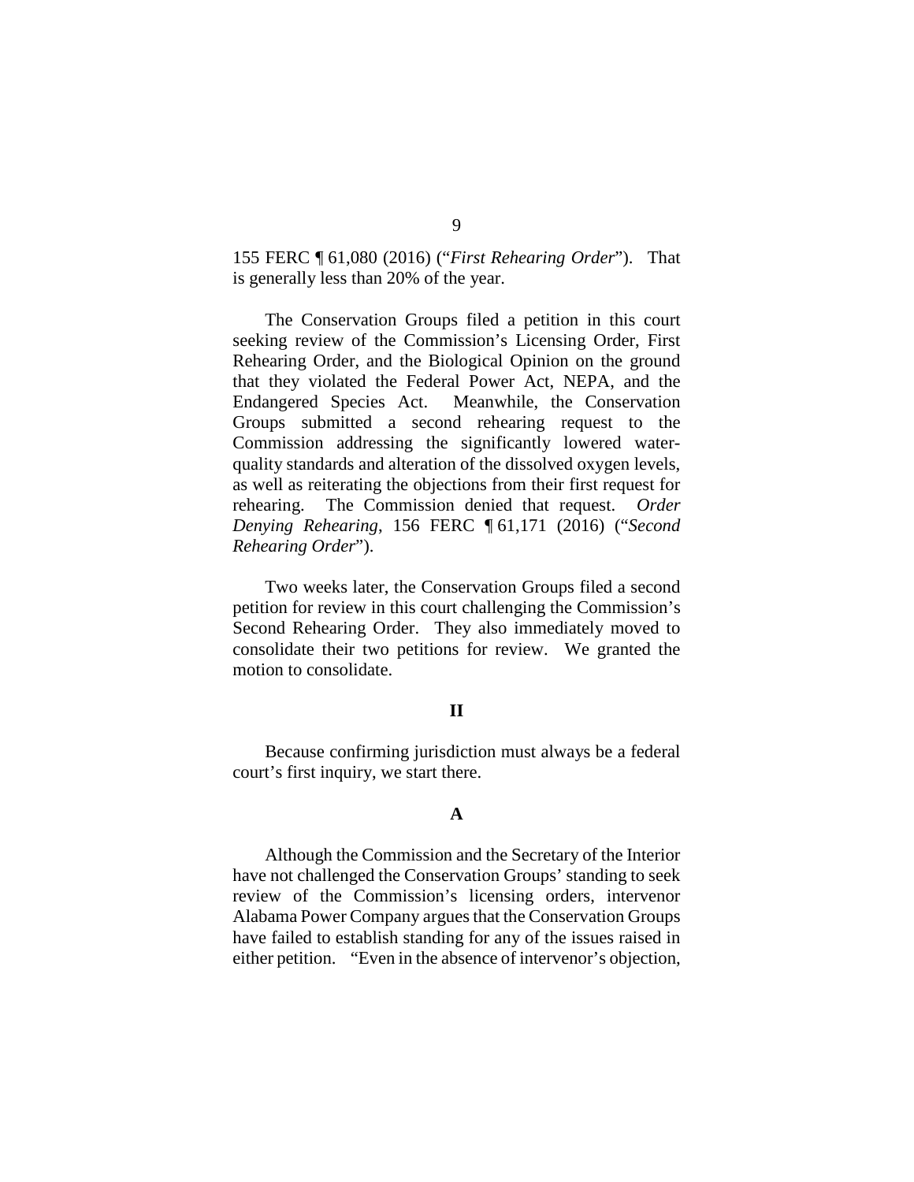155 FERC ¶ 61,080 (2016) ("*First Rehearing Order*"). That is generally less than 20% of the year.

The Conservation Groups filed a petition in this court seeking review of the Commission's Licensing Order, First Rehearing Order, and the Biological Opinion on the ground that they violated the Federal Power Act, NEPA, and the Endangered Species Act. Meanwhile, the Conservation Groups submitted a second rehearing request to the Commission addressing the significantly lowered water-quality standards and alteration of the dissolved oxygen levels, as well as reiterating the objections from their first request for rehearing. The Commission denied that request. *Order Denying Rehearing*, 156 FERC ¶ 61,171 (2016) ("*Second Rehearing Order*").

Two weeks later, the Conservation Groups filed a second petition for review in this court challenging the Commission's Second Rehearing Order. They also immediately moved to consolidate their two petitions for review. We granted the motion to consolidate.

## II

Because confirming jurisdiction must always be a federal court's first inquiry, we start there.

### A

Although the Commission and the Secretary of the Interior have not challenged the Conservation Groups' standing to seek review of the Commission's licensing orders, intervenor Alabama Power Company argues that the Conservation Groups have failed to establish standing for any of the issues raised in either petition. "Even in the absence of intervenor's objection,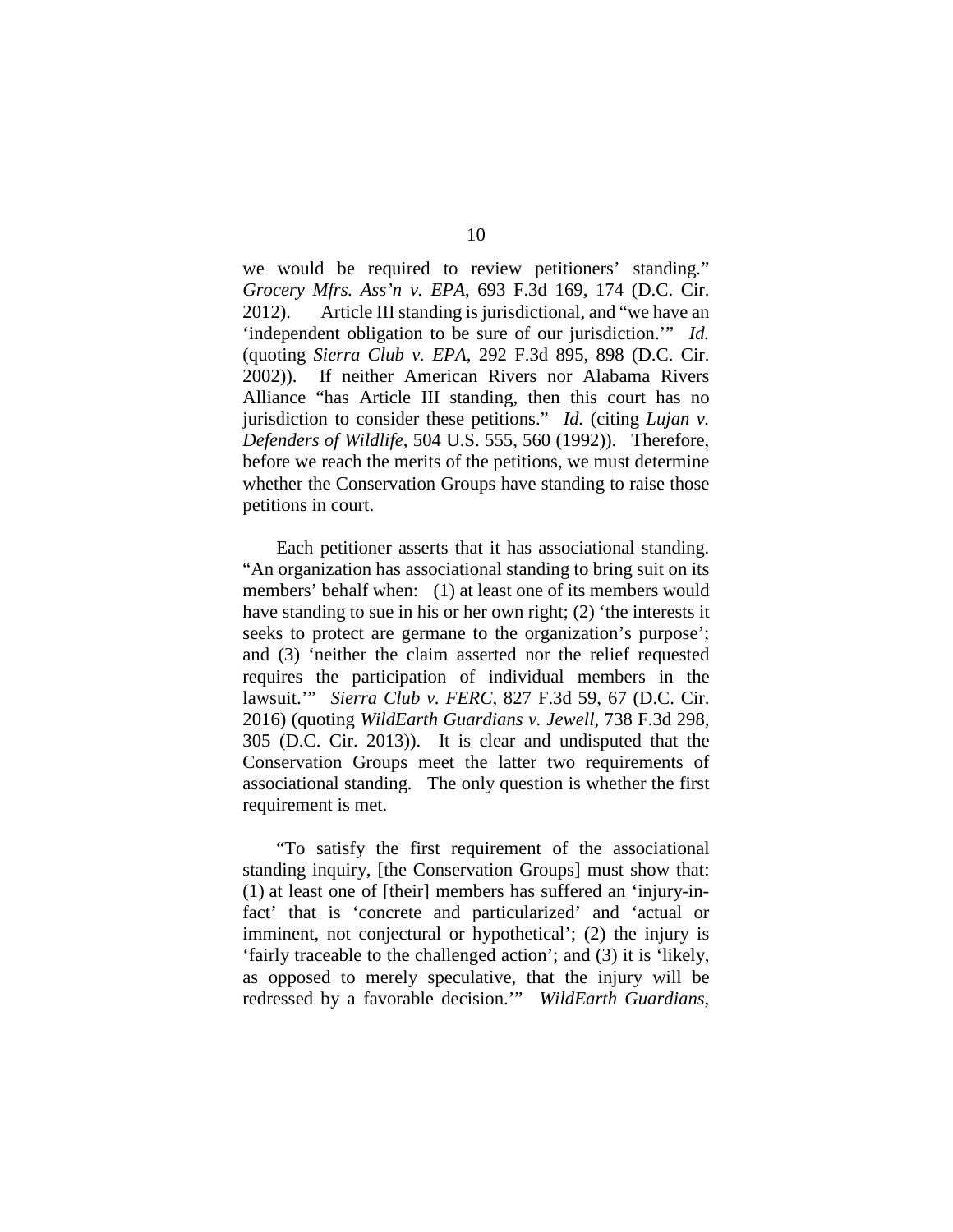we would be required to review petitioners' standing." *Grocery Mfrs. Ass'n v. EPA*, 693 F.3d 169, 174 (D.C. Cir. 2012). Article III standing is jurisdictional, and "we have an 'independent obligation to be sure of our jurisdiction.'" *Id.* (quoting *Sierra Club v. EPA*, 292 F.3d 895, 898 (D.C. Cir. 2002)). If neither American Rivers nor Alabama Rivers Alliance "has Article III standing, then this court has no jurisdiction to consider these petitions." *Id.* (citing *Lujan v. Defenders of Wildlife*, 504 U.S. 555, 560 (1992)). Therefore, before we reach the merits of the petitions, we must determine whether the Conservation Groups have standing to raise those petitions in court.

Each petitioner asserts that it has associational standing. "An organization has associational standing to bring suit on its members' behalf when: (1) at least one of its members would have standing to sue in his or her own right; (2) 'the interests it seeks to protect are germane to the organization's purpose'; and (3) 'neither the claim asserted nor the relief requested requires the participation of individual members in the lawsuit.'" *Sierra Club v. FERC*, 827 F.3d 59, 67 (D.C. Cir. 2016) (quoting *WildEarth Guardians v. Jewell*, 738 F.3d 298, 305 (D.C. Cir. 2013)). It is clear and undisputed that the Conservation Groups meet the latter two requirements of associational standing. The only question is whether the first requirement is met.

"To satisfy the first requirement of the associational standing inquiry, [the Conservation Groups] must show that: (1) at least one of [their] members has suffered an 'injury-in-fact' that is 'concrete and particularized' and 'actual or imminent, not conjectural or hypothetical'; (2) the injury is 'fairly traceable to the challenged action'; and (3) it is 'likely, as opposed to merely speculative, that the injury will be redressed by a favorable decision.'" *WildEarth Guardians*,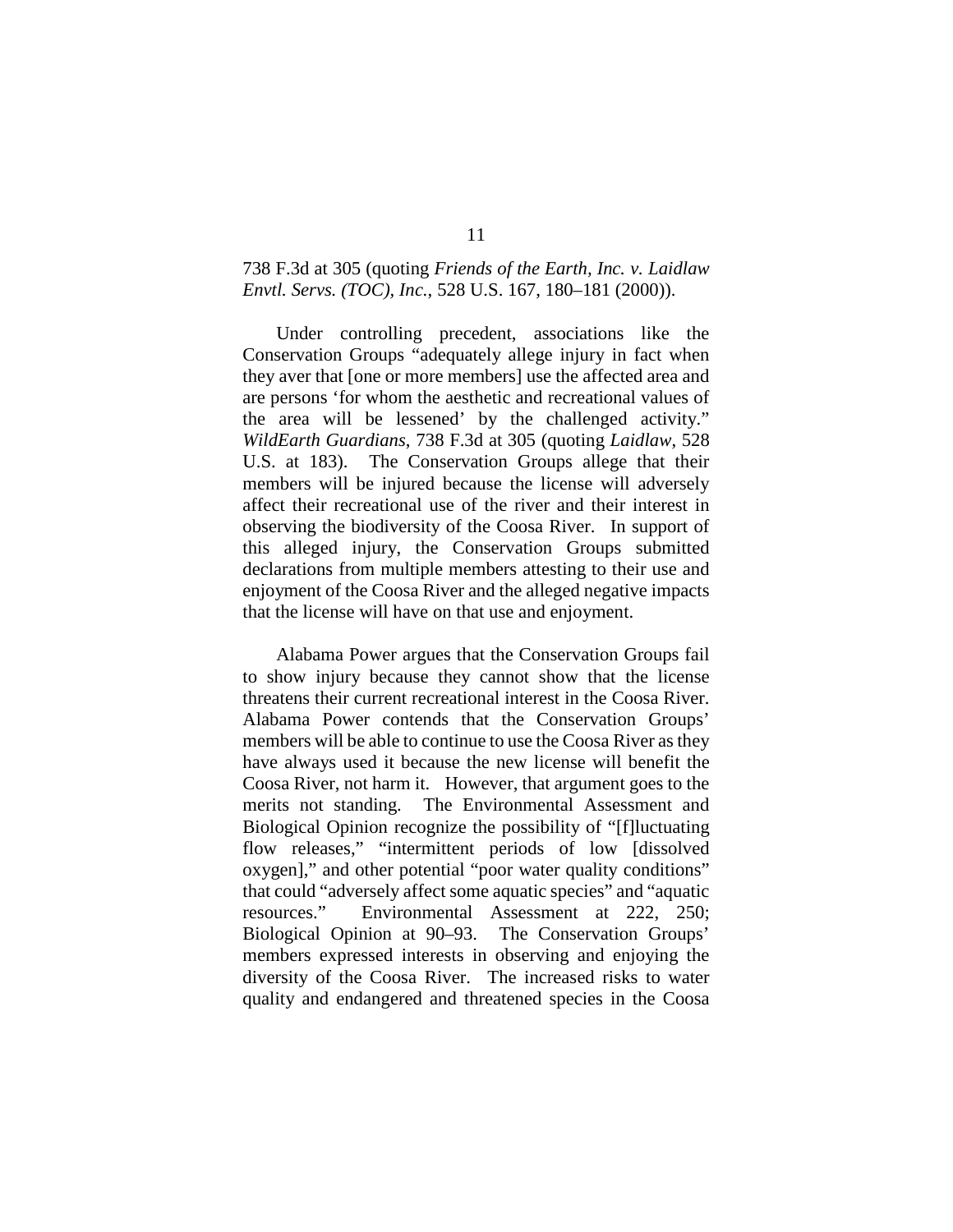738 F.3d at 305 (quoting *Friends of the Earth, Inc. v. Laidlaw Envtl. Servs. (TOC), Inc.*, 528 U.S. 167, 180–181 (2000)).

Under controlling precedent, associations like the Conservation Groups "adequately allege injury in fact when they aver that [one or more members] use the affected area and are persons 'for whom the aesthetic and recreational values of the area will be lessened' by the challenged activity." *WildEarth Guardians*, 738 F.3d at 305 (quoting *Laidlaw*, 528 U.S. at 183). The Conservation Groups allege that their members will be injured because the license will adversely affect their recreational use of the river and their interest in observing the biodiversity of the Coosa River. In support of this alleged injury, the Conservation Groups submitted declarations from multiple members attesting to their use and enjoyment of the Coosa River and the alleged negative impacts that the license will have on that use and enjoyment.

Alabama Power argues that the Conservation Groups fail to show injury because they cannot show that the license threatens their current recreational interest in the Coosa River. Alabama Power contends that the Conservation Groups' members will be able to continue to use the Coosa River as they have always used it because the new license will benefit the Coosa River, not harm it. However, that argument goes to the merits not standing. The Environmental Assessment and Biological Opinion recognize the possibility of "[f]luctuating flow releases," "intermittent periods of low [dissolved oxygen]," and other potential "poor water quality conditions" that could "adversely affect some aquatic species" and "aquatic resources." Environmental Assessment at 222, 250; Biological Opinion at 90–93. The Conservation Groups' members expressed interests in observing and enjoying the diversity of the Coosa River. The increased risks to water quality and endangered and threatened species in the Coosa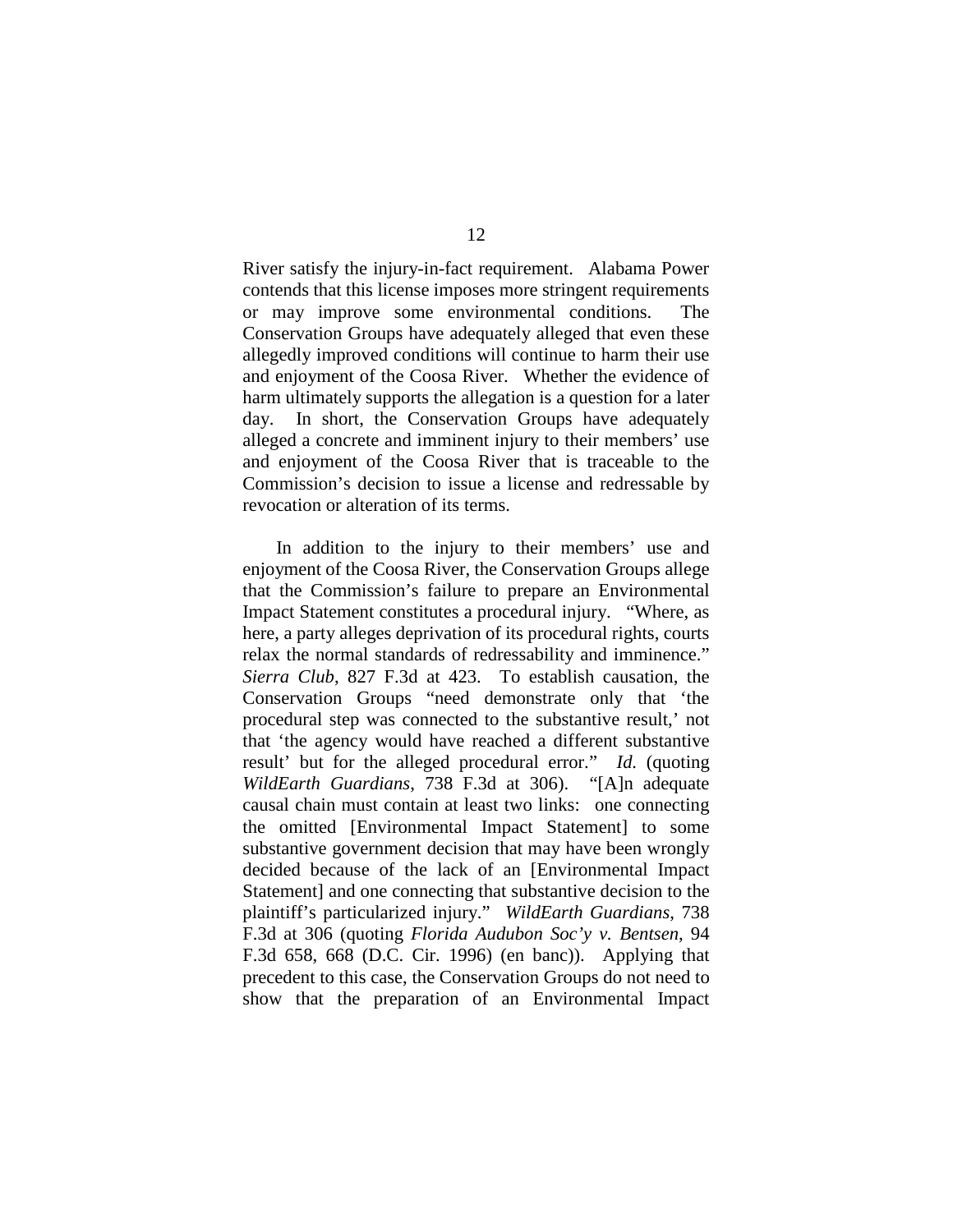River satisfy the injury-in-fact requirement. Alabama Power contends that this license imposes more stringent requirements or may improve some environmental conditions. The Conservation Groups have adequately alleged that even these allegedly improved conditions will continue to harm their use and enjoyment of the Coosa River. Whether the evidence of harm ultimately supports the allegation is a question for a later day. In short, the Conservation Groups have adequately alleged a concrete and imminent injury to their members' use and enjoyment of the Coosa River that is traceable to the Commission's decision to issue a license and redressable by revocation or alteration of its terms.

In addition to the injury to their members' use and enjoyment of the Coosa River, the Conservation Groups allege that the Commission's failure to prepare an Environmental Impact Statement constitutes a procedural injury. "Where, as here, a party alleges deprivation of its procedural rights, courts relax the normal standards of redressability and imminence." *Sierra Club*, 827 F.3d at 423. To establish causation, the Conservation Groups "need demonstrate only that 'the procedural step was connected to the substantive result,' not that 'the agency would have reached a different substantive result' but for the alleged procedural error." *Id.* (quoting *WildEarth Guardians*, 738 F.3d at 306). "[A]n adequate causal chain must contain at least two links: one connecting the omitted [Environmental Impact Statement] to some substantive government decision that may have been wrongly decided because of the lack of an [Environmental Impact Statement] and one connecting that substantive decision to the plaintiff's particularized injury." *WildEarth Guardians*, 738 F.3d at 306 (quoting *Florida Audubon Soc'y v. Bentsen*, 94 F.3d 658, 668 (D.C. Cir. 1996) (en banc)). Applying that precedent to this case, the Conservation Groups do not need to show that the preparation of an Environmental Impact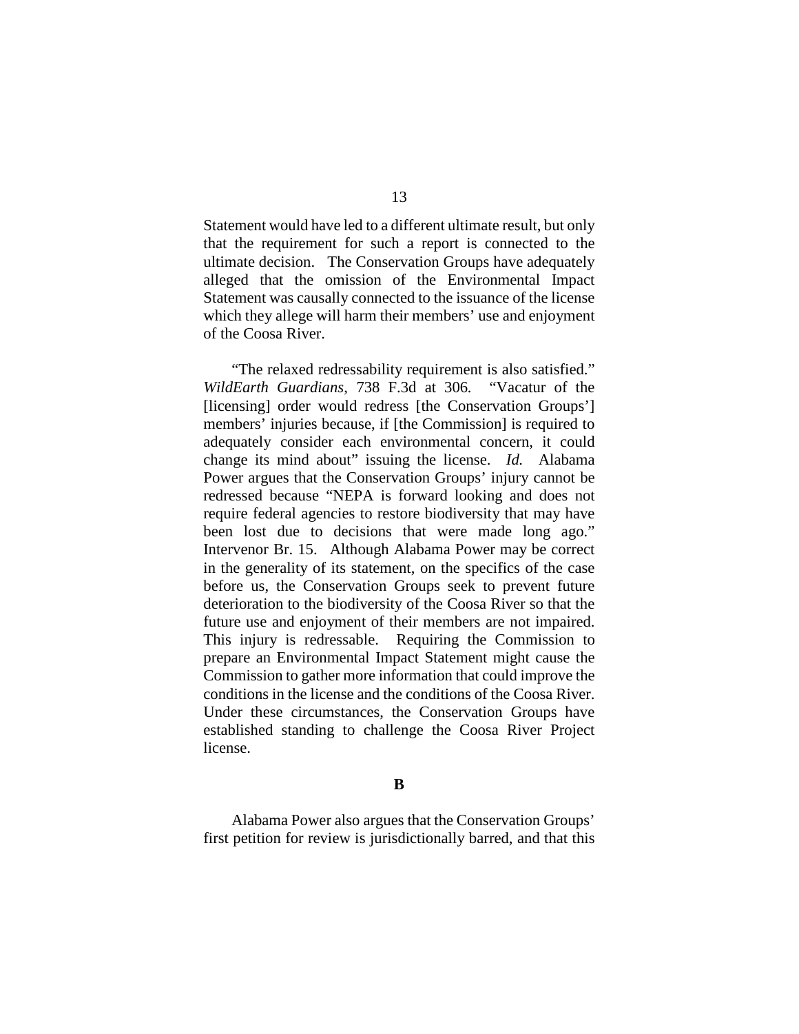Statement would have led to a different ultimate result, but only that the requirement for such a report is connected to the ultimate decision. The Conservation Groups have adequately alleged that the omission of the Environmental Impact Statement was causally connected to the issuance of the license which they allege will harm their members' use and enjoyment of the Coosa River.

"The relaxed redressability requirement is also satisfied." *WildEarth Guardians*, 738 F.3d at 306. "Vacatur of the [licensing] order would redress [the Conservation Groups'] members' injuries because, if [the Commission] is required to adequately consider each environmental concern, it could change its mind about" issuing the license. *Id.* Alabama Power argues that the Conservation Groups' injury cannot be redressed because "NEPA is forward looking and does not require federal agencies to restore biodiversity that may have been lost due to decisions that were made long ago." Intervenor Br. 15. Although Alabama Power may be correct in the generality of its statement, on the specifics of the case before us, the Conservation Groups seek to prevent future deterioration to the biodiversity of the Coosa River so that the future use and enjoyment of their members are not impaired. This injury is redressable. Requiring the Commission to prepare an Environmental Impact Statement might cause the Commission to gather more information that could improve the conditions in the license and the conditions of the Coosa River. Under these circumstances, the Conservation Groups have established standing to challenge the Coosa River Project license.

### B

Alabama Power also argues that the Conservation Groups' first petition for review is jurisdictionally barred, and that this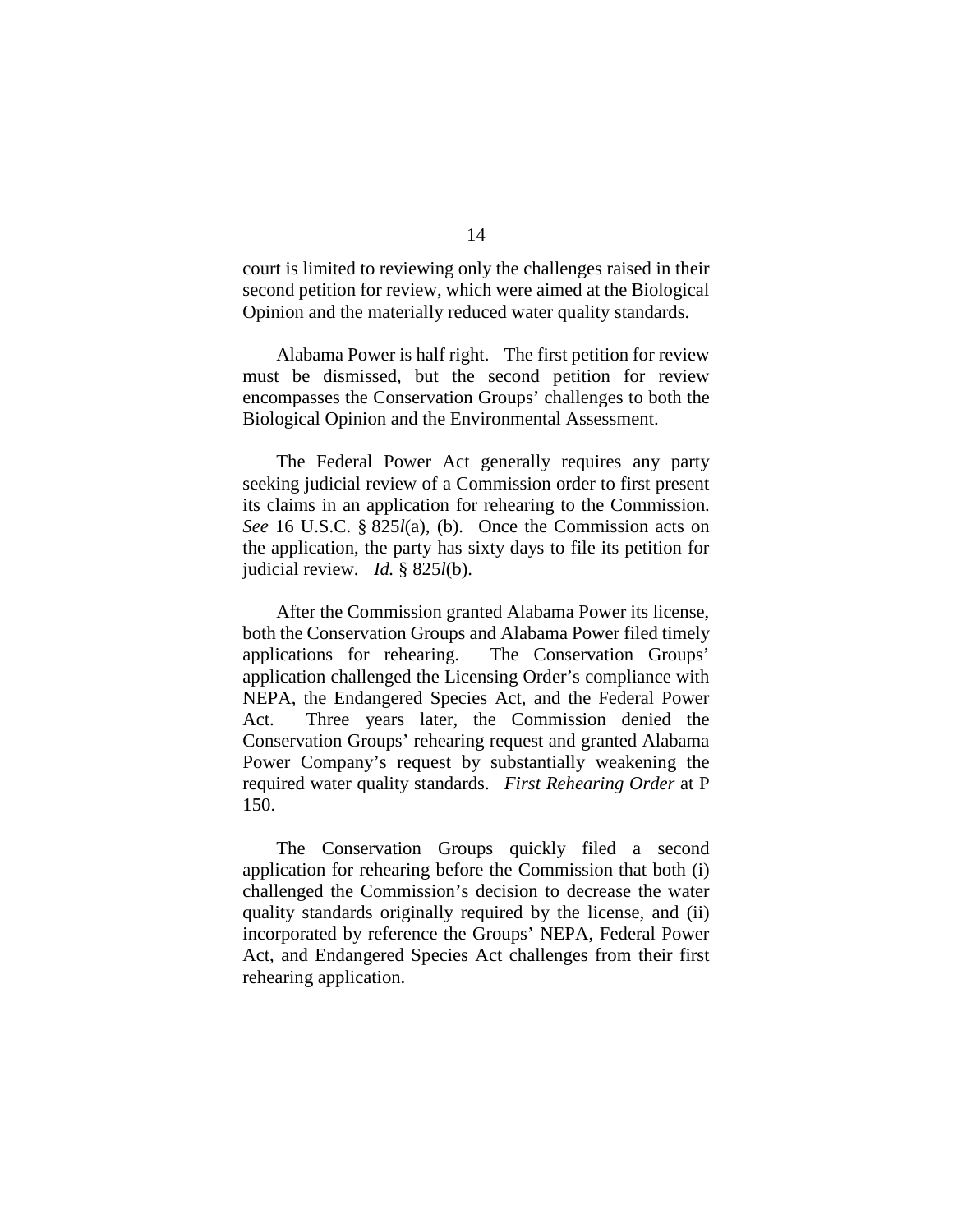court is limited to reviewing only the challenges raised in their second petition for review, which were aimed at the Biological Opinion and the materially reduced water quality standards.

Alabama Power is half right. The first petition for review must be dismissed, but the second petition for review encompasses the Conservation Groups' challenges to both the Biological Opinion and the Environmental Assessment.

The Federal Power Act generally requires any party seeking judicial review of a Commission order to first present its claims in an application for rehearing to the Commission. *See* 16 U.S.C. § 825*l*(a), (b). Once the Commission acts on the application, the party has sixty days to file its petition for judicial review. *Id.* § 825*l*(b).

After the Commission granted Alabama Power its license, both the Conservation Groups and Alabama Power filed timely applications for rehearing. The Conservation Groups' application challenged the Licensing Order's compliance with NEPA, the Endangered Species Act, and the Federal Power Act. Three years later, the Commission denied the Conservation Groups' rehearing request and granted Alabama Power Company's request by substantially weakening the required water quality standards. *First Rehearing Order* at P 150.

The Conservation Groups quickly filed a second application for rehearing before the Commission that both (i) challenged the Commission's decision to decrease the water quality standards originally required by the license, and (ii) incorporated by reference the Groups' NEPA, Federal Power Act, and Endangered Species Act challenges from their first rehearing application.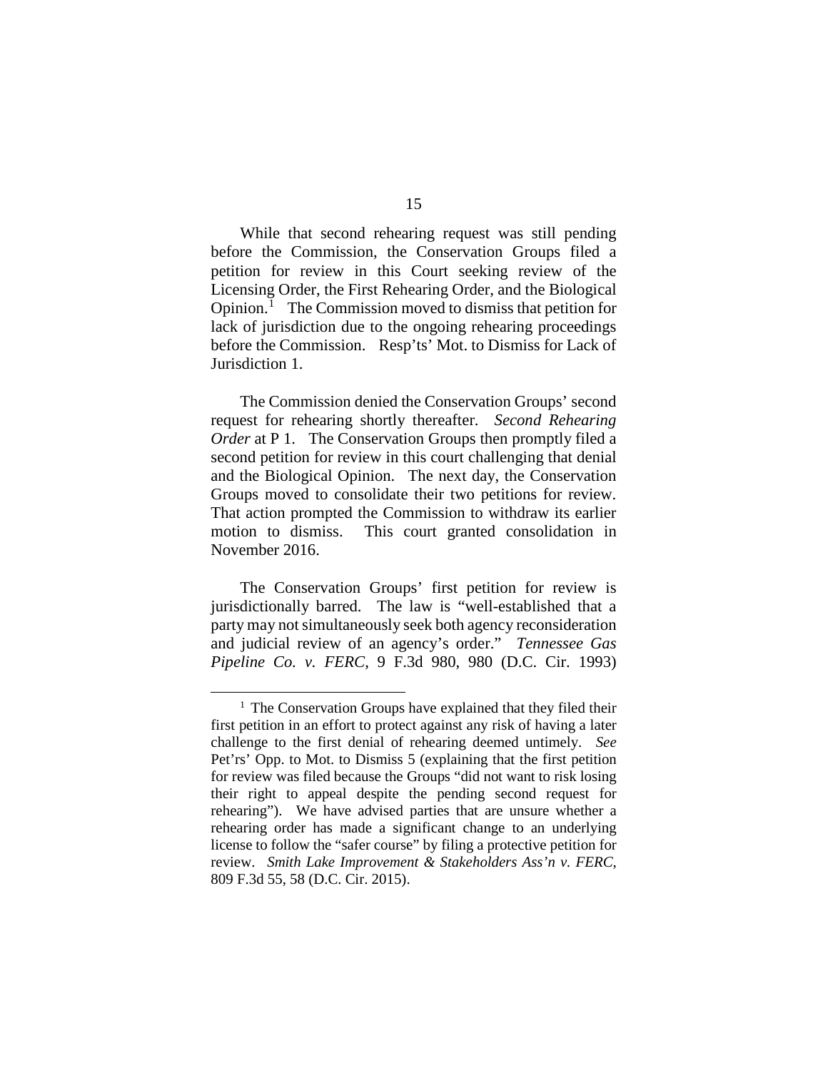While that second rehearing request was still pending before the Commission, the Conservation Groups filed a petition for review in this Court seeking review of the Licensing Order, the First Rehearing Order, and the Biological Opinion.[1] The Commission moved to dismiss that petition for lack of jurisdiction due to the ongoing rehearing proceedings before the Commission. Resp'ts' Mot. to Dismiss for Lack of Jurisdiction 1.

The Commission denied the Conservation Groups' second request for rehearing shortly thereafter. *Second Rehearing Order* at P 1. The Conservation Groups then promptly filed a second petition for review in this court challenging that denial and the Biological Opinion. The next day, the Conservation Groups moved to consolidate their two petitions for review. That action prompted the Commission to withdraw its earlier motion to dismiss. This court granted consolidation in November 2016.

The Conservation Groups' first petition for review is jurisdictionally barred. The law is "well-established that a party may not simultaneously seek both agency reconsideration and judicial review of an agency's order." *Tennessee Gas Pipeline Co. v. FERC*, 9 F.3d 980, 980 (D.C. Cir. 1993)

---

[1] The Conservation Groups have explained that they filed their first petition in an effort to protect against any risk of having a later challenge to the first denial of rehearing deemed untimely. *See* Pet'rs' Opp. to Mot. to Dismiss 5 (explaining that the first petition for review was filed because the Groups "did not want to risk losing their right to appeal despite the pending second request for rehearing"). We have advised parties that are unsure whether a rehearing order has made a significant change to an underlying license to follow the "safer course" by filing a protective petition for review. *Smith Lake Improvement & Stakeholders Ass'n v. FERC*, 809 F.3d 55, 58 (D.C. Cir. 2015).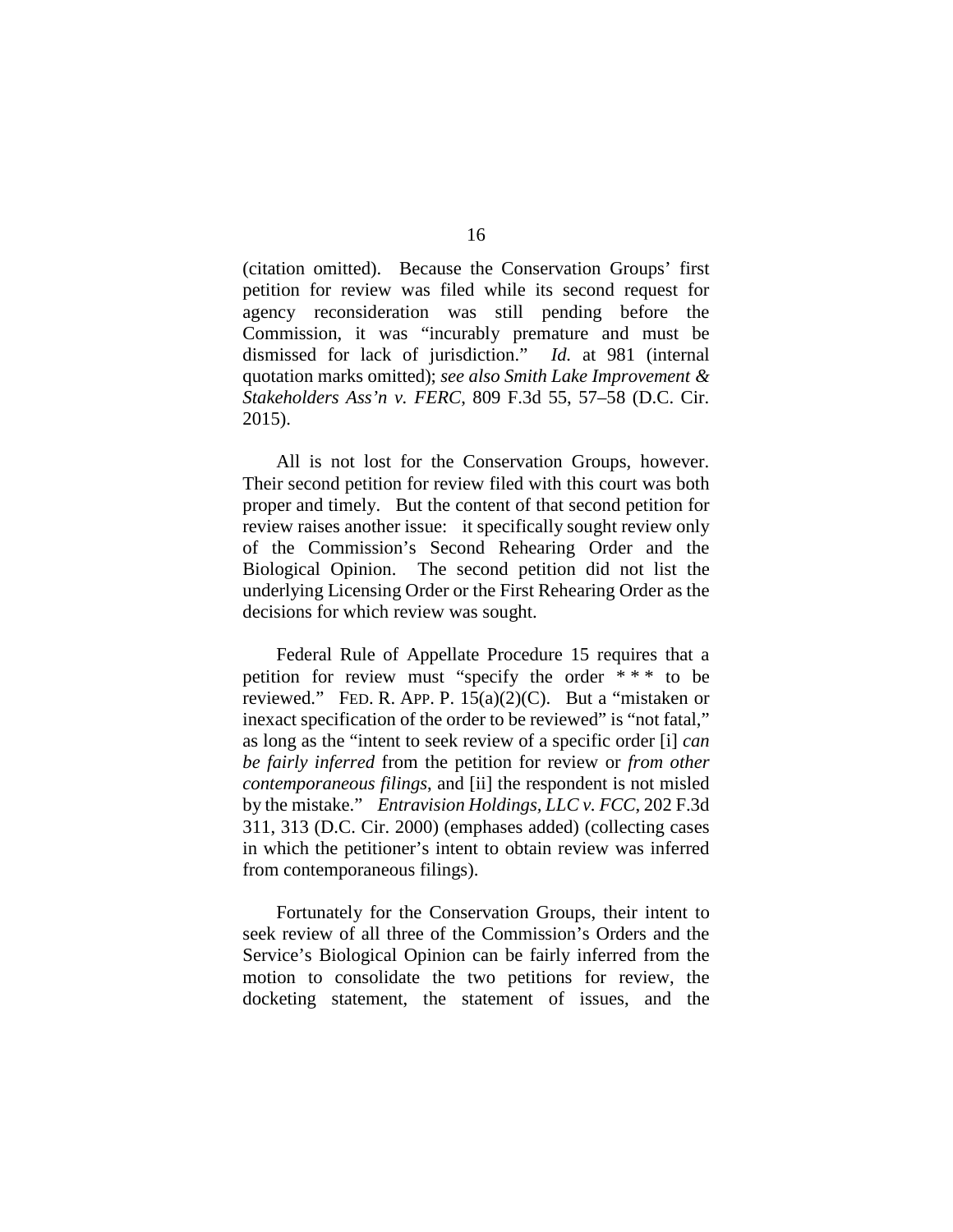(citation omitted). Because the Conservation Groups' first petition for review was filed while its second request for agency reconsideration was still pending before the Commission, it was "incurably premature and must be dismissed for lack of jurisdiction." *Id.* at 981 (internal quotation marks omitted); *see also Smith Lake Improvement & Stakeholders Ass'n v. FERC*, 809 F.3d 55, 57–58 (D.C. Cir. 2015).

All is not lost for the Conservation Groups, however. Their second petition for review filed with this court was both proper and timely. But the content of that second petition for review raises another issue: it specifically sought review only of the Commission's Second Rehearing Order and the Biological Opinion. The second petition did not list the underlying Licensing Order or the First Rehearing Order as the decisions for which review was sought.

Federal Rule of Appellate Procedure 15 requires that a petition for review must "specify the order * * * to be reviewed." FED. R. APP. P. 15(a)(2)(C). But a "mistaken or inexact specification of the order to be reviewed" is "not fatal," as long as the "intent to seek review of a specific order [i] *can be fairly inferred* from the petition for review or *from other contemporaneous filings*, and [ii] the respondent is not misled by the mistake." *Entravision Holdings, LLC v. FCC*, 202 F.3d 311, 313 (D.C. Cir. 2000) (emphases added) (collecting cases in which the petitioner's intent to obtain review was inferred from contemporaneous filings).

Fortunately for the Conservation Groups, their intent to seek review of all three of the Commission's Orders and the Service's Biological Opinion can be fairly inferred from the motion to consolidate the two petitions for review, the docketing statement, the statement of issues, and the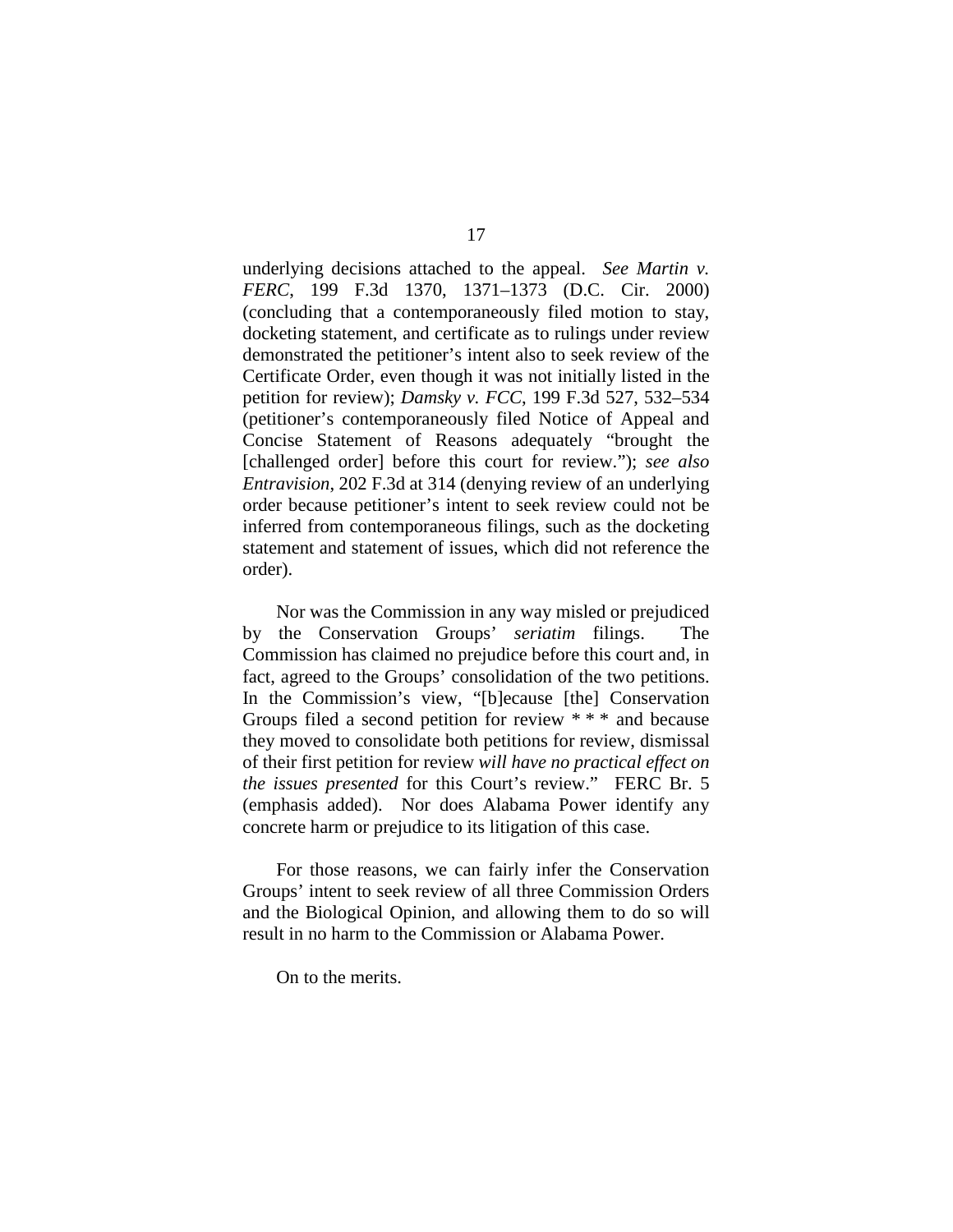underlying decisions attached to the appeal. *See Martin v. FERC*, 199 F.3d 1370, 1371–1373 (D.C. Cir. 2000) (concluding that a contemporaneously filed motion to stay, docketing statement, and certificate as to rulings under review demonstrated the petitioner's intent also to seek review of the Certificate Order, even though it was not initially listed in the petition for review); *Damsky v. FCC*, 199 F.3d 527, 532–534 (petitioner's contemporaneously filed Notice of Appeal and Concise Statement of Reasons adequately "brought the [challenged order] before this court for review."); *see also Entravision*, 202 F.3d at 314 (denying review of an underlying order because petitioner's intent to seek review could not be inferred from contemporaneous filings, such as the docketing statement and statement of issues, which did not reference the order).

Nor was the Commission in any way misled or prejudiced by the Conservation Groups' *seriatim* filings. The Commission has claimed no prejudice before this court and, in fact, agreed to the Groups' consolidation of the two petitions. In the Commission's view, "[b]ecause [the] Conservation Groups filed a second petition for review * * * and because they moved to consolidate both petitions for review, dismissal of their first petition for review *will have no practical effect on the issues presented* for this Court's review." FERC Br. 5 (emphasis added). Nor does Alabama Power identify any concrete harm or prejudice to its litigation of this case.

For those reasons, we can fairly infer the Conservation Groups' intent to seek review of all three Commission Orders and the Biological Opinion, and allowing them to do so will result in no harm to the Commission or Alabama Power.

On to the merits.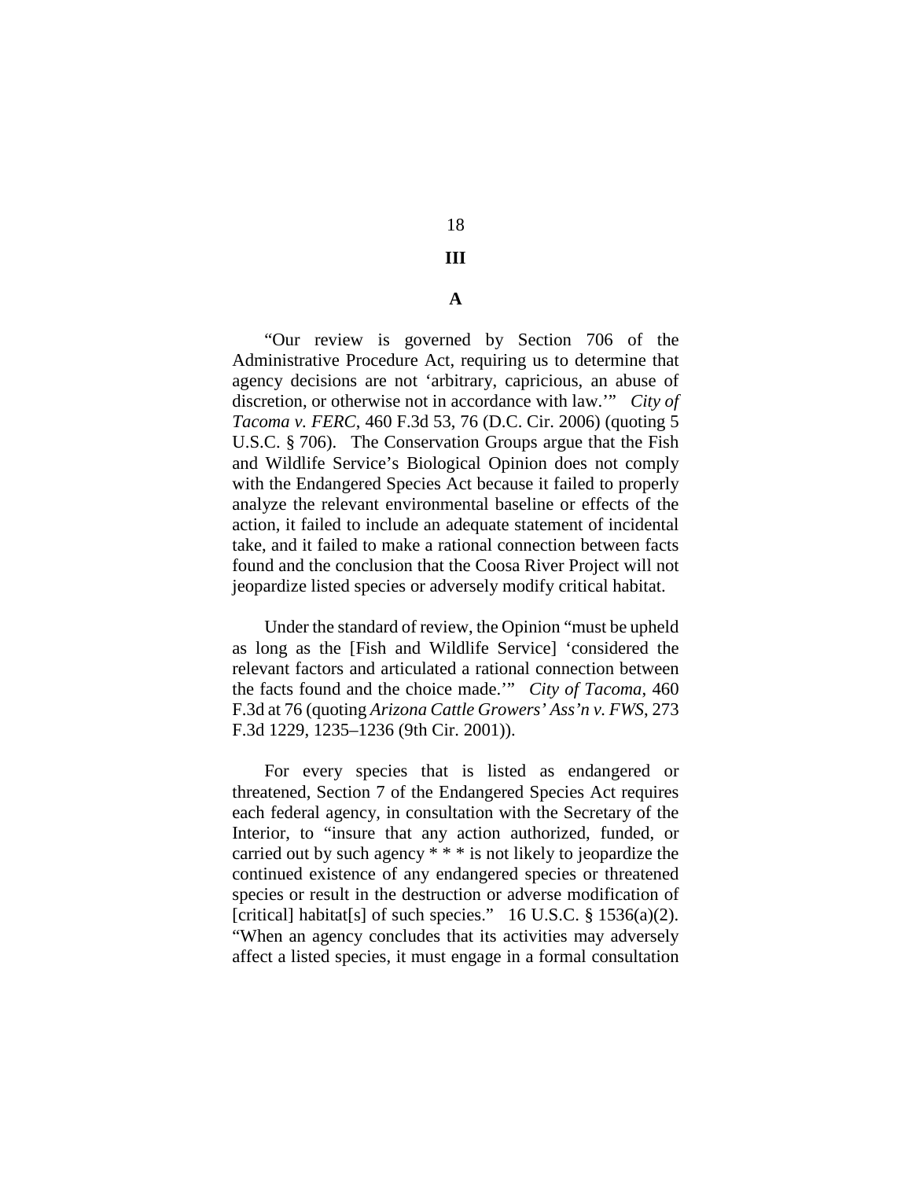## III

### A

"Our review is governed by Section 706 of the Administrative Procedure Act, requiring us to determine that agency decisions are not 'arbitrary, capricious, an abuse of discretion, or otherwise not in accordance with law.'" *City of Tacoma v. FERC*, 460 F.3d 53, 76 (D.C. Cir. 2006) (quoting 5 U.S.C. § 706). The Conservation Groups argue that the Fish and Wildlife Service's Biological Opinion does not comply with the Endangered Species Act because it failed to properly analyze the relevant environmental baseline or effects of the action, it failed to include an adequate statement of incidental take, and it failed to make a rational connection between facts found and the conclusion that the Coosa River Project will not jeopardize listed species or adversely modify critical habitat.

Under the standard of review, the Opinion "must be upheld as long as the [Fish and Wildlife Service] 'considered the relevant factors and articulated a rational connection between the facts found and the choice made.'" *City of Tacoma*, 460 F.3d at 76 (quoting *Arizona Cattle Growers' Ass'n v. FWS*, 273 F.3d 1229, 1235–1236 (9th Cir. 2001)).

For every species that is listed as endangered or threatened, Section 7 of the Endangered Species Act requires each federal agency, in consultation with the Secretary of the Interior, to "insure that any action authorized, funded, or carried out by such agency * * * is not likely to jeopardize the continued existence of any endangered species or threatened species or result in the destruction or adverse modification of [critical] habitat[s] of such species." 16 U.S.C. § 1536(a)(2). "When an agency concludes that its activities may adversely affect a listed species, it must engage in a formal consultation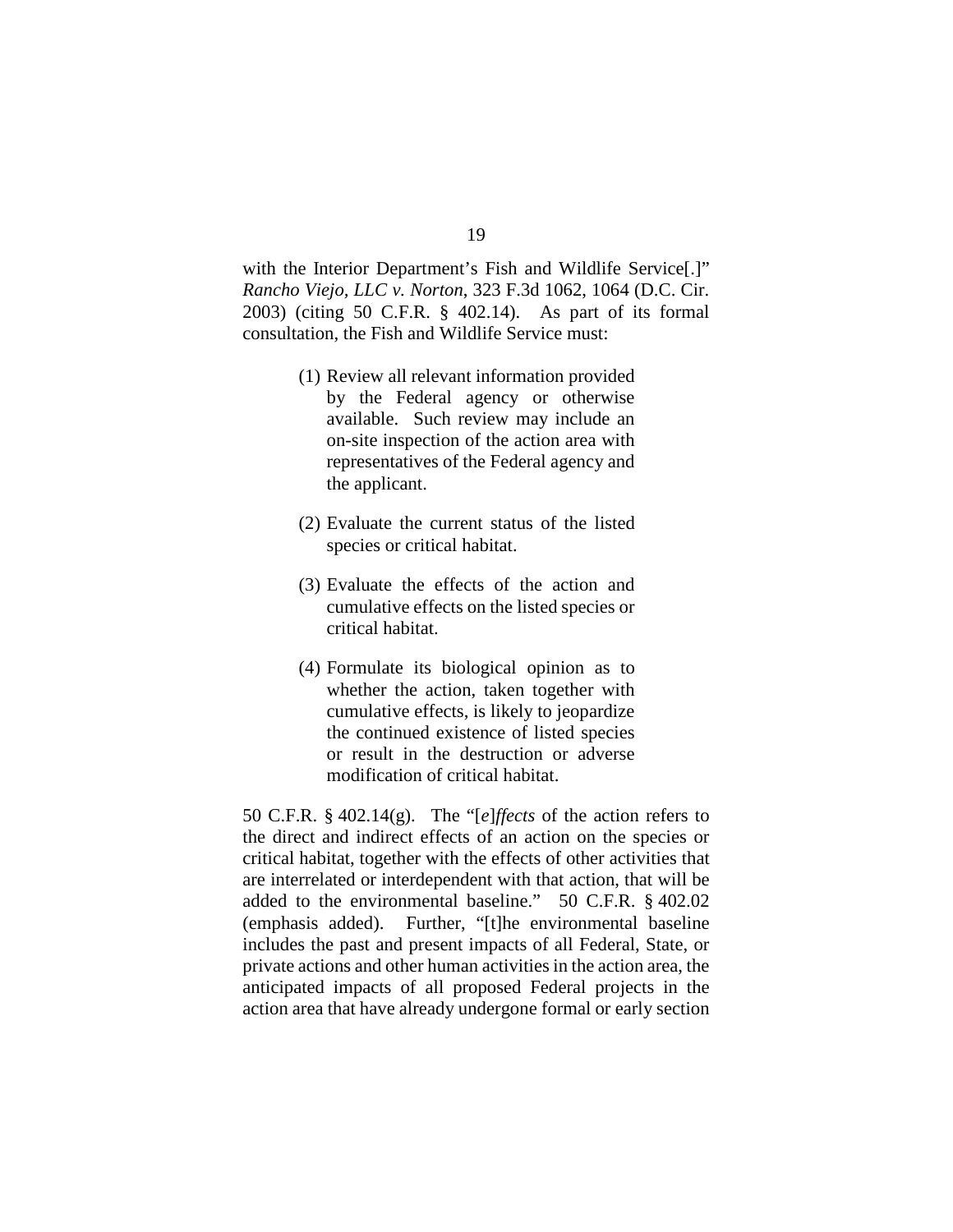with the Interior Department's Fish and Wildlife Service[.]" *Rancho Viejo, LLC v. Norton*, 323 F.3d 1062, 1064 (D.C. Cir. 2003) (citing 50 C.F.R. § 402.14). As part of its formal consultation, the Fish and Wildlife Service must:

> (1) Review all relevant information provided by the Federal agency or otherwise available. Such review may include an on-site inspection of the action area with representatives of the Federal agency and the applicant.
>
> (2) Evaluate the current status of the listed species or critical habitat.
>
> (3) Evaluate the effects of the action and cumulative effects on the listed species or critical habitat.
>
> (4) Formulate its biological opinion as to whether the action, taken together with cumulative effects, is likely to jeopardize the continued existence of listed species or result in the destruction or adverse modification of critical habitat.

50 C.F.R. § 402.14(g). The "[*e*]*ffects* of the action refers to the direct and indirect effects of an action on the species or critical habitat, together with the effects of other activities that are interrelated or interdependent with that action, that will be added to the environmental baseline." 50 C.F.R. § 402.02 (emphasis added). Further, "[t]he environmental baseline includes the past and present impacts of all Federal, State, or private actions and other human activities in the action area, the anticipated impacts of all proposed Federal projects in the action area that have already undergone formal or early section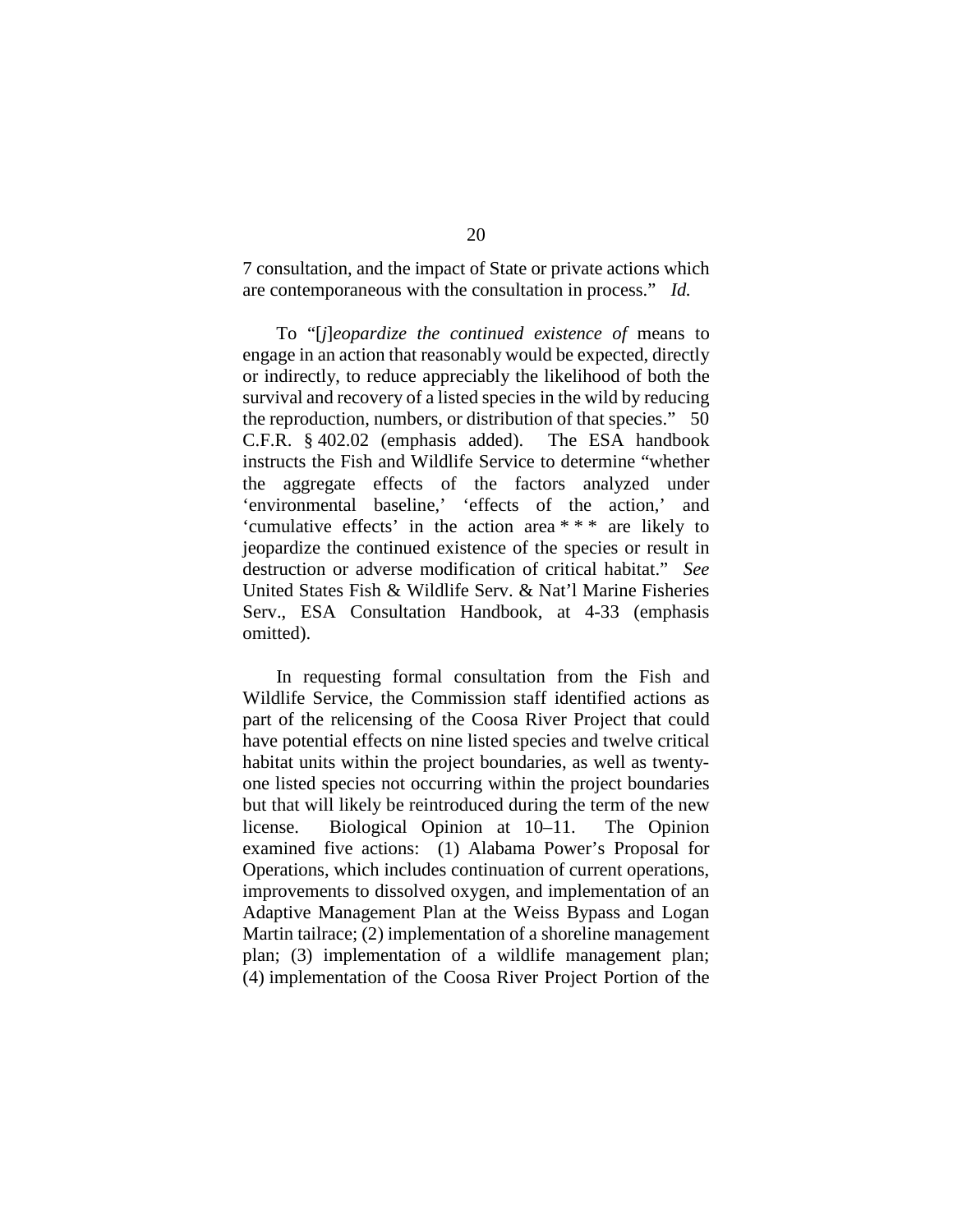7 consultation, and the impact of State or private actions which are contemporaneous with the consultation in process." *Id.*

To "[*j*]*eopardize the continued existence of* means to engage in an action that reasonably would be expected, directly or indirectly, to reduce appreciably the likelihood of both the survival and recovery of a listed species in the wild by reducing the reproduction, numbers, or distribution of that species." 50 C.F.R. § 402.02 (emphasis added). The ESA handbook instructs the Fish and Wildlife Service to determine "whether the aggregate effects of the factors analyzed under 'environmental baseline,' 'effects of the action,' and 'cumulative effects' in the action area * * * are likely to jeopardize the continued existence of the species or result in destruction or adverse modification of critical habitat." *See* United States Fish & Wildlife Serv. & Nat'l Marine Fisheries Serv., ESA Consultation Handbook, at 4-33 (emphasis omitted).

In requesting formal consultation from the Fish and Wildlife Service, the Commission staff identified actions as part of the relicensing of the Coosa River Project that could have potential effects on nine listed species and twelve critical habitat units within the project boundaries, as well as twenty-one listed species not occurring within the project boundaries but that will likely be reintroduced during the term of the new license. Biological Opinion at 10–11. The Opinion examined five actions: (1) Alabama Power's Proposal for Operations, which includes continuation of current operations, improvements to dissolved oxygen, and implementation of an Adaptive Management Plan at the Weiss Bypass and Logan Martin tailrace; (2) implementation of a shoreline management plan; (3) implementation of a wildlife management plan; (4) implementation of the Coosa River Project Portion of the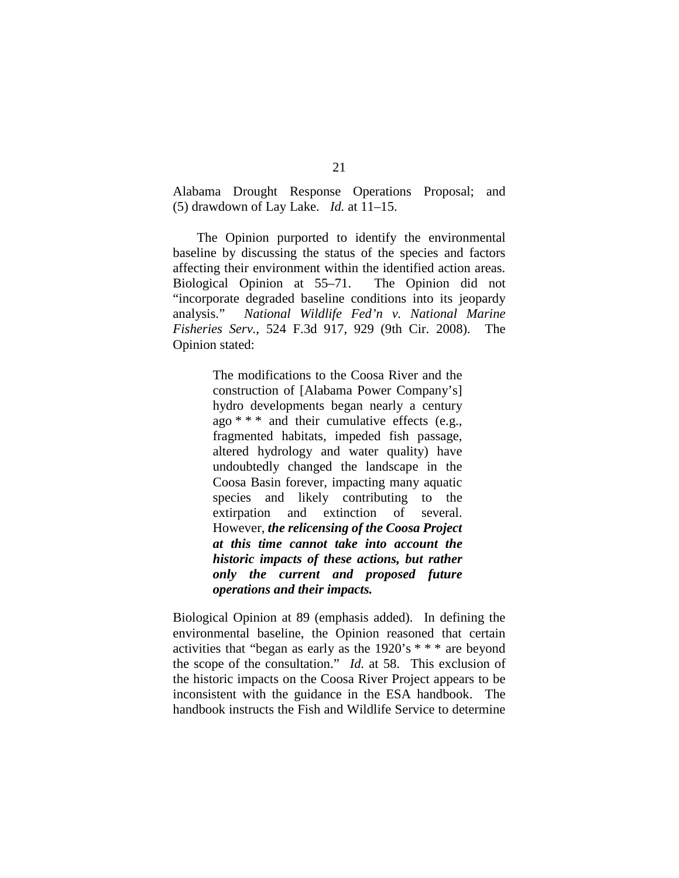Alabama Drought Response Operations Proposal; and (5) drawdown of Lay Lake. *Id.* at 11–15.

The Opinion purported to identify the environmental baseline by discussing the status of the species and factors affecting their environment within the identified action areas. Biological Opinion at 55–71. The Opinion did not "incorporate degraded baseline conditions into its jeopardy analysis." *National Wildlife Fed'n v. National Marine Fisheries Serv.*, 524 F.3d 917, 929 (9th Cir. 2008). The Opinion stated:

> The modifications to the Coosa River and the construction of [Alabama Power Company's] hydro developments began nearly a century ago * * * and their cumulative effects (e.g., fragmented habitats, impeded fish passage, altered hydrology and water quality) have undoubtedly changed the landscape in the Coosa Basin forever, impacting many aquatic species and likely contributing to the extirpation and extinction of several. However, ***the relicensing of the Coosa Project at this time cannot take into account the historic impacts of these actions, but rather only the current and proposed future operations and their impacts.***

Biological Opinion at 89 (emphasis added). In defining the environmental baseline, the Opinion reasoned that certain activities that "began as early as the 1920's * * * are beyond the scope of the consultation." *Id.* at 58. This exclusion of the historic impacts on the Coosa River Project appears to be inconsistent with the guidance in the ESA handbook. The handbook instructs the Fish and Wildlife Service to determine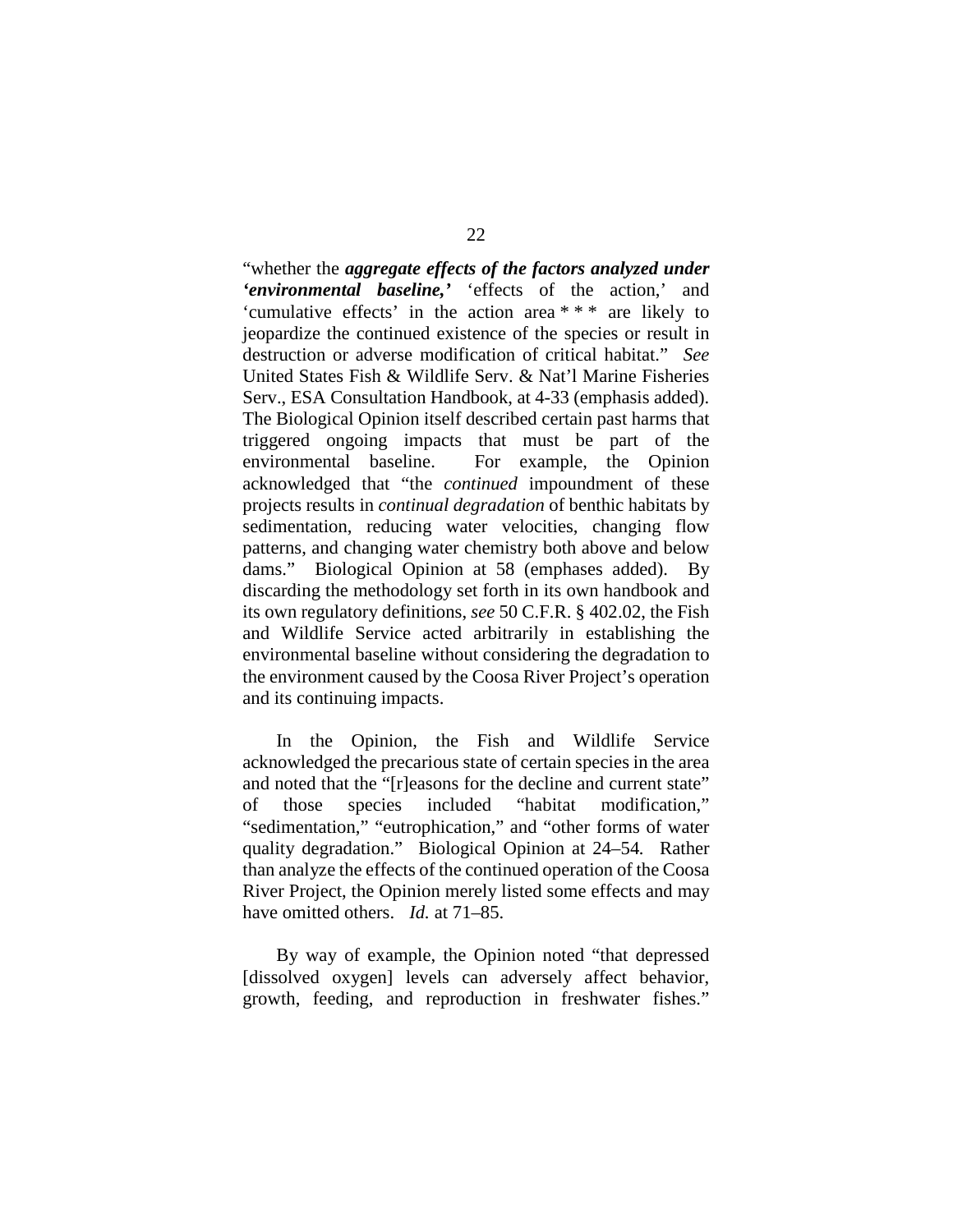"whether the ***aggregate effects of the factors analyzed under 'environmental baseline,'*** 'effects of the action,' and 'cumulative effects' in the action area * * * are likely to jeopardize the continued existence of the species or result in destruction or adverse modification of critical habitat." *See* United States Fish & Wildlife Serv. & Nat'l Marine Fisheries Serv., ESA Consultation Handbook, at 4-33 (emphasis added). The Biological Opinion itself described certain past harms that triggered ongoing impacts that must be part of the environmental baseline. For example, the Opinion acknowledged that "the *continued* impoundment of these projects results in *continual degradation* of benthic habitats by sedimentation, reducing water velocities, changing flow patterns, and changing water chemistry both above and below dams." Biological Opinion at 58 (emphases added). By discarding the methodology set forth in its own handbook and its own regulatory definitions, *see* 50 C.F.R. § 402.02, the Fish and Wildlife Service acted arbitrarily in establishing the environmental baseline without considering the degradation to the environment caused by the Coosa River Project's operation and its continuing impacts.

In the Opinion, the Fish and Wildlife Service acknowledged the precarious state of certain species in the area and noted that the "[r]easons for the decline and current state" of those species included "habitat modification," "sedimentation," "eutrophication," and "other forms of water quality degradation." Biological Opinion at 24–54. Rather than analyze the effects of the continued operation of the Coosa River Project, the Opinion merely listed some effects and may have omitted others. *Id.* at 71–85.

By way of example, the Opinion noted "that depressed [dissolved oxygen] levels can adversely affect behavior, growth, feeding, and reproduction in freshwater fishes."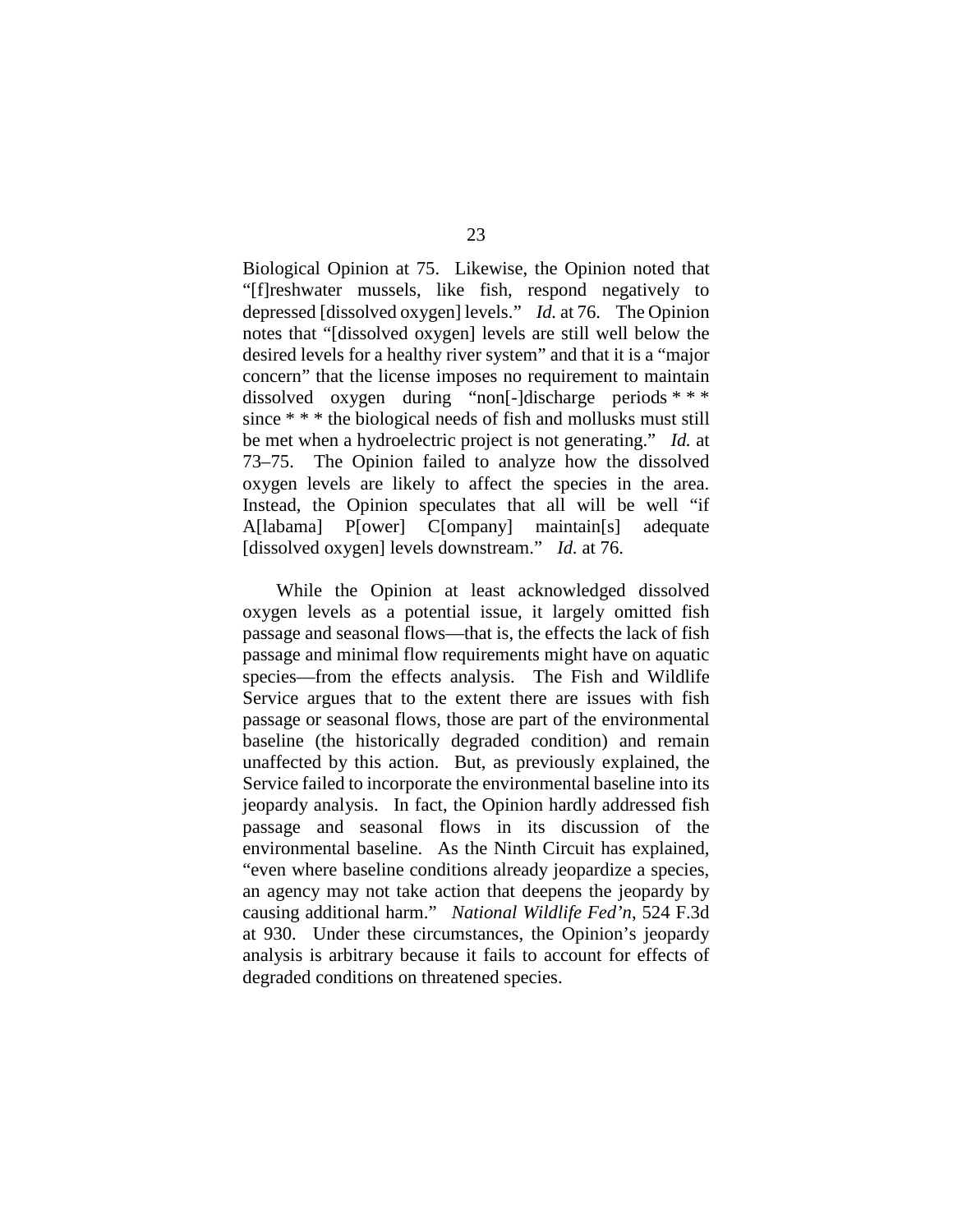Biological Opinion at 75. Likewise, the Opinion noted that "[f]reshwater mussels, like fish, respond negatively to depressed [dissolved oxygen] levels." *Id.* at 76. The Opinion notes that "[dissolved oxygen] levels are still well below the desired levels for a healthy river system" and that it is a "major concern" that the license imposes no requirement to maintain dissolved oxygen during "non[-]discharge periods * * * since * * * the biological needs of fish and mollusks must still be met when a hydroelectric project is not generating." *Id.* at 73–75. The Opinion failed to analyze how the dissolved oxygen levels are likely to affect the species in the area. Instead, the Opinion speculates that all will be well "if A[labama] P[ower] C[ompany] maintain[s] adequate [dissolved oxygen] levels downstream." *Id.* at 76.

While the Opinion at least acknowledged dissolved oxygen levels as a potential issue, it largely omitted fish passage and seasonal flows—that is, the effects the lack of fish passage and minimal flow requirements might have on aquatic species—from the effects analysis. The Fish and Wildlife Service argues that to the extent there are issues with fish passage or seasonal flows, those are part of the environmental baseline (the historically degraded condition) and remain unaffected by this action. But, as previously explained, the Service failed to incorporate the environmental baseline into its jeopardy analysis. In fact, the Opinion hardly addressed fish passage and seasonal flows in its discussion of the environmental baseline. As the Ninth Circuit has explained, "even where baseline conditions already jeopardize a species, an agency may not take action that deepens the jeopardy by causing additional harm." *National Wildlife Fed'n*, 524 F.3d at 930. Under these circumstances, the Opinion's jeopardy analysis is arbitrary because it fails to account for effects of degraded conditions on threatened species.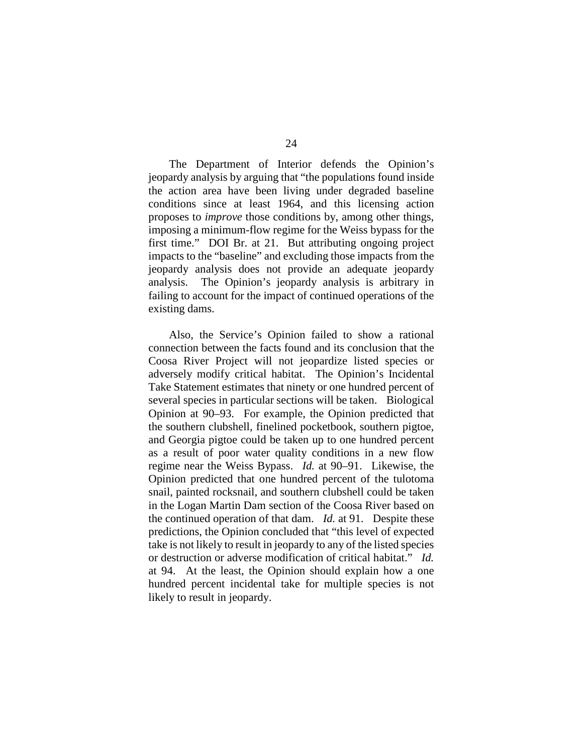The Department of Interior defends the Opinion's jeopardy analysis by arguing that "the populations found inside the action area have been living under degraded baseline conditions since at least 1964, and this licensing action proposes to *improve* those conditions by, among other things, imposing a minimum-flow regime for the Weiss bypass for the first time." DOI Br. at 21. But attributing ongoing project impacts to the "baseline" and excluding those impacts from the jeopardy analysis does not provide an adequate jeopardy analysis. The Opinion's jeopardy analysis is arbitrary in failing to account for the impact of continued operations of the existing dams.

Also, the Service's Opinion failed to show a rational connection between the facts found and its conclusion that the Coosa River Project will not jeopardize listed species or adversely modify critical habitat. The Opinion's Incidental Take Statement estimates that ninety or one hundred percent of several species in particular sections will be taken. Biological Opinion at 90–93. For example, the Opinion predicted that the southern clubshell, finelined pocketbook, southern pigtoe, and Georgia pigtoe could be taken up to one hundred percent as a result of poor water quality conditions in a new flow regime near the Weiss Bypass. *Id.* at 90–91. Likewise, the Opinion predicted that one hundred percent of the tulotoma snail, painted rocksnail, and southern clubshell could be taken in the Logan Martin Dam section of the Coosa River based on the continued operation of that dam. *Id.* at 91. Despite these predictions, the Opinion concluded that "this level of expected take is not likely to result in jeopardy to any of the listed species or destruction or adverse modification of critical habitat." *Id.* at 94. At the least, the Opinion should explain how a one hundred percent incidental take for multiple species is not likely to result in jeopardy.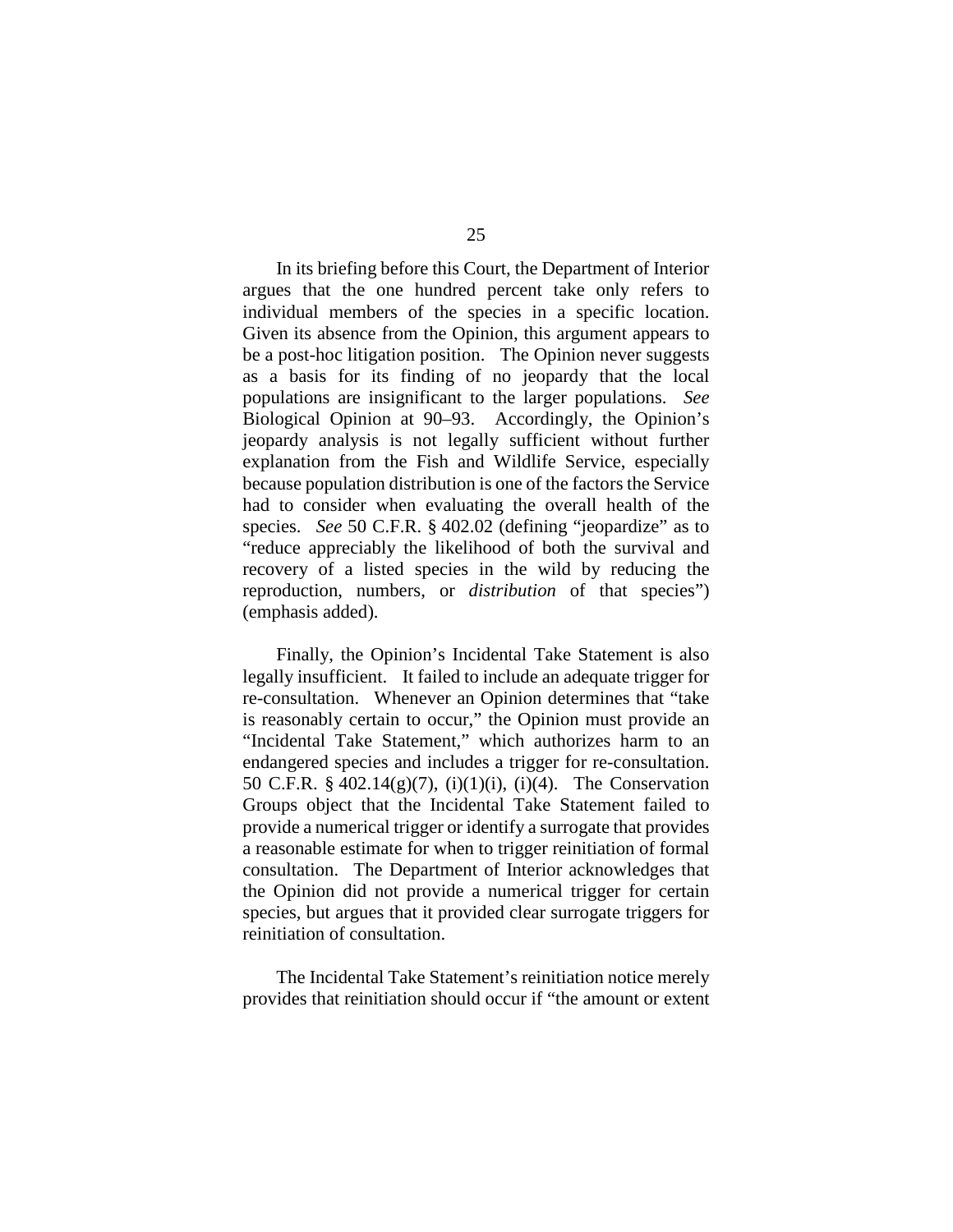In its briefing before this Court, the Department of Interior argues that the one hundred percent take only refers to individual members of the species in a specific location. Given its absence from the Opinion, this argument appears to be a post-hoc litigation position. The Opinion never suggests as a basis for its finding of no jeopardy that the local populations are insignificant to the larger populations. *See* Biological Opinion at 90–93. Accordingly, the Opinion's jeopardy analysis is not legally sufficient without further explanation from the Fish and Wildlife Service, especially because population distribution is one of the factors the Service had to consider when evaluating the overall health of the species. *See* 50 C.F.R. § 402.02 (defining "jeopardize" as to "reduce appreciably the likelihood of both the survival and recovery of a listed species in the wild by reducing the reproduction, numbers, or *distribution* of that species") (emphasis added).

Finally, the Opinion's Incidental Take Statement is also legally insufficient. It failed to include an adequate trigger for re-consultation. Whenever an Opinion determines that "take is reasonably certain to occur," the Opinion must provide an "Incidental Take Statement," which authorizes harm to an endangered species and includes a trigger for re-consultation. 50 C.F.R. § 402.14(g)(7), (i)(1)(i), (i)(4). The Conservation Groups object that the Incidental Take Statement failed to provide a numerical trigger or identify a surrogate that provides a reasonable estimate for when to trigger reinitiation of formal consultation. The Department of Interior acknowledges that the Opinion did not provide a numerical trigger for certain species, but argues that it provided clear surrogate triggers for reinitiation of consultation.

The Incidental Take Statement's reinitiation notice merely provides that reinitiation should occur if "the amount or extent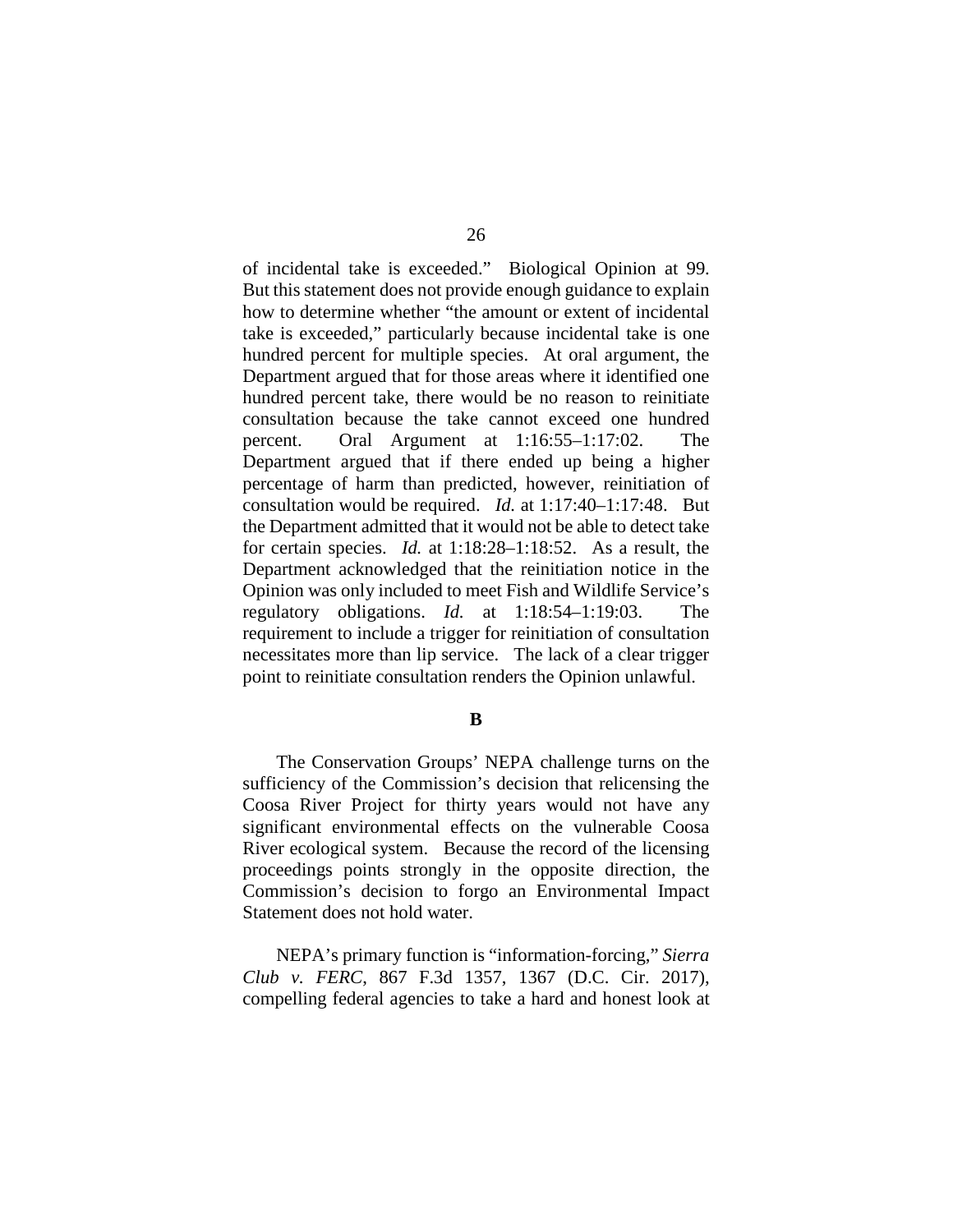of incidental take is exceeded." Biological Opinion at 99. But this statement does not provide enough guidance to explain how to determine whether "the amount or extent of incidental take is exceeded," particularly because incidental take is one hundred percent for multiple species. At oral argument, the Department argued that for those areas where it identified one hundred percent take, there would be no reason to reinitiate consultation because the take cannot exceed one hundred percent. Oral Argument at 1:16:55–1:17:02. The Department argued that if there ended up being a higher percentage of harm than predicted, however, reinitiation of consultation would be required. *Id.* at 1:17:40–1:17:48. But the Department admitted that it would not be able to detect take for certain species. *Id.* at 1:18:28–1:18:52. As a result, the Department acknowledged that the reinitiation notice in the Opinion was only included to meet Fish and Wildlife Service's regulatory obligations. *Id.* at 1:18:54–1:19:03. The requirement to include a trigger for reinitiation of consultation necessitates more than lip service. The lack of a clear trigger point to reinitiate consultation renders the Opinion unlawful.

**B**

The Conservation Groups' NEPA challenge turns on the sufficiency of the Commission's decision that relicensing the Coosa River Project for thirty years would not have any significant environmental effects on the vulnerable Coosa River ecological system. Because the record of the licensing proceedings points strongly in the opposite direction, the Commission's decision to forgo an Environmental Impact Statement does not hold water.

NEPA's primary function is "information-forcing," *Sierra Club v. FERC*, 867 F.3d 1357, 1367 (D.C. Cir. 2017), compelling federal agencies to take a hard and honest look at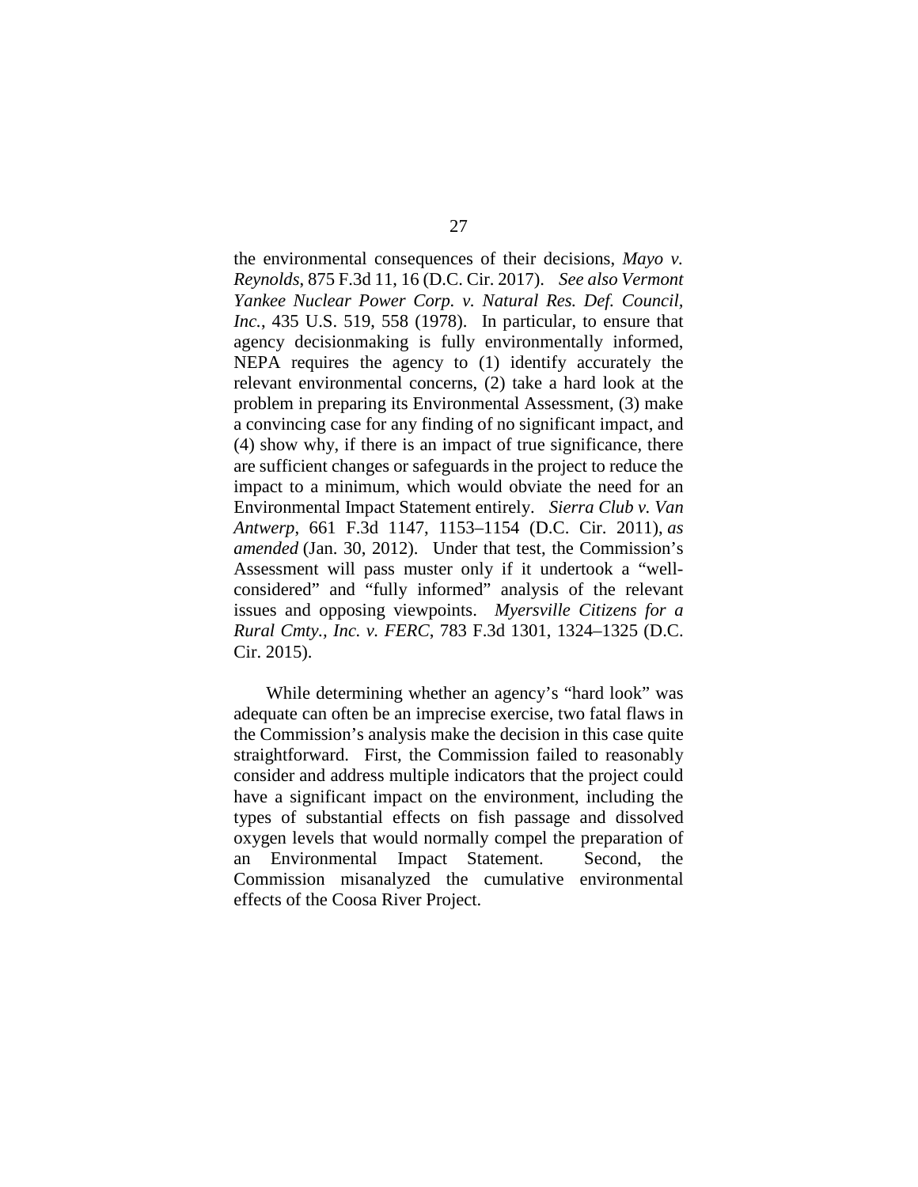the environmental consequences of their decisions, *Mayo v. Reynolds*, 875 F.3d 11, 16 (D.C. Cir. 2017). *See also Vermont Yankee Nuclear Power Corp. v. Natural Res. Def. Council, Inc.*, 435 U.S. 519, 558 (1978). In particular, to ensure that agency decisionmaking is fully environmentally informed, NEPA requires the agency to (1) identify accurately the relevant environmental concerns, (2) take a hard look at the problem in preparing its Environmental Assessment, (3) make a convincing case for any finding of no significant impact, and (4) show why, if there is an impact of true significance, there are sufficient changes or safeguards in the project to reduce the impact to a minimum, which would obviate the need for an Environmental Impact Statement entirely. *Sierra Club v. Van Antwerp*, 661 F.3d 1147, 1153–1154 (D.C. Cir. 2011), *as amended* (Jan. 30, 2012). Under that test, the Commission's Assessment will pass muster only if it undertook a "well-considered" and "fully informed" analysis of the relevant issues and opposing viewpoints. *Myersville Citizens for a Rural Cmty., Inc. v. FERC*, 783 F.3d 1301, 1324–1325 (D.C. Cir. 2015).

While determining whether an agency's "hard look" was adequate can often be an imprecise exercise, two fatal flaws in the Commission's analysis make the decision in this case quite straightforward. First, the Commission failed to reasonably consider and address multiple indicators that the project could have a significant impact on the environment, including the types of substantial effects on fish passage and dissolved oxygen levels that would normally compel the preparation of an Environmental Impact Statement. Second, the Commission misanalyzed the cumulative environmental effects of the Coosa River Project.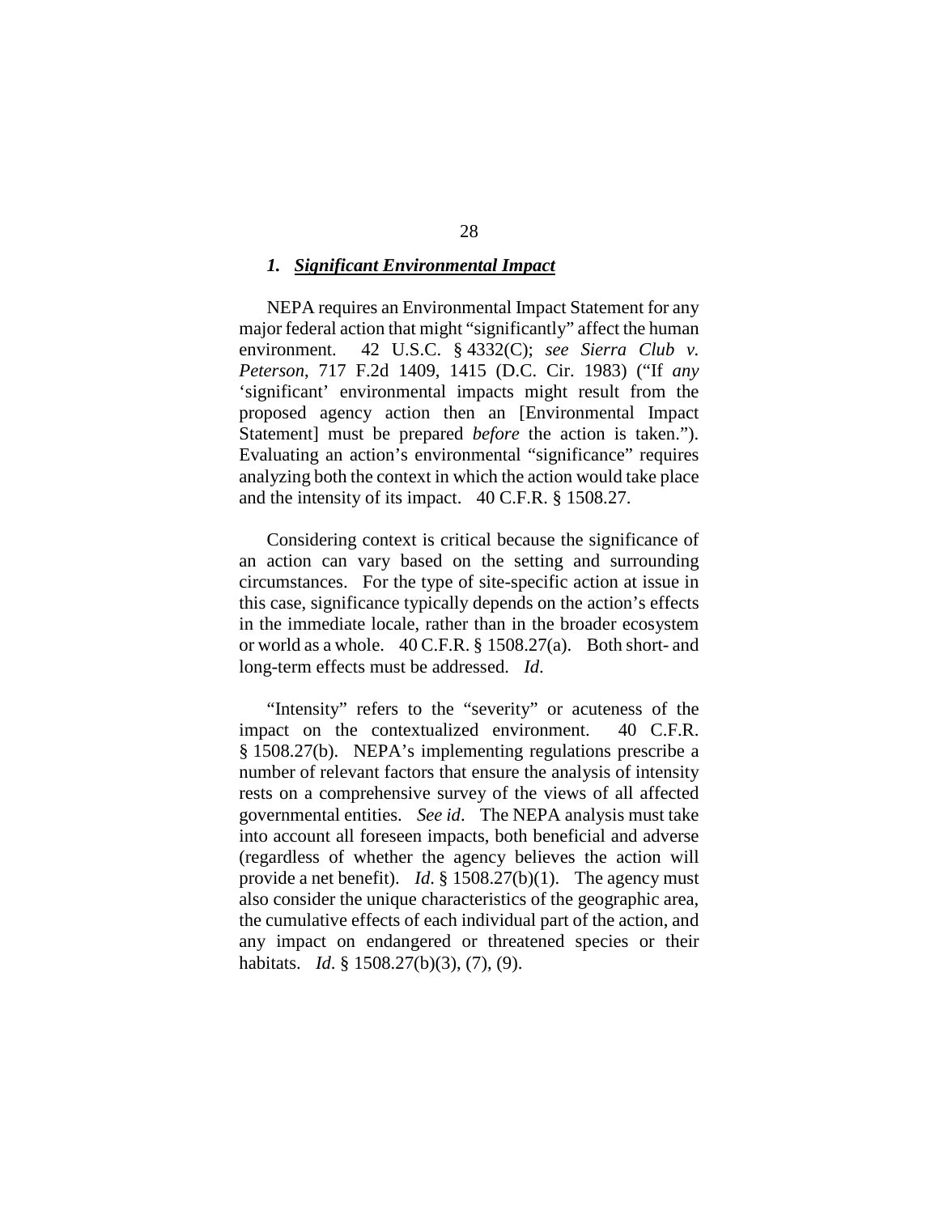### *1. **Significant Environmental Impact***

NEPA requires an Environmental Impact Statement for any major federal action that might "significantly" affect the human environment. 42 U.S.C. § 4332(C); *see Sierra Club v. Peterson*, 717 F.2d 1409, 1415 (D.C. Cir. 1983) ("If *any* 'significant' environmental impacts might result from the proposed agency action then an [Environmental Impact Statement] must be prepared *before* the action is taken."). Evaluating an action's environmental "significance" requires analyzing both the context in which the action would take place and the intensity of its impact. 40 C.F.R. § 1508.27.

Considering context is critical because the significance of an action can vary based on the setting and surrounding circumstances. For the type of site-specific action at issue in this case, significance typically depends on the action's effects in the immediate locale, rather than in the broader ecosystem or world as a whole. 40 C.F.R. § 1508.27(a). Both short- and long-term effects must be addressed. *Id*.

"Intensity" refers to the "severity" or acuteness of the impact on the contextualized environment. 40 C.F.R. § 1508.27(b). NEPA's implementing regulations prescribe a number of relevant factors that ensure the analysis of intensity rests on a comprehensive survey of the views of all affected governmental entities. *See id*. The NEPA analysis must take into account all foreseen impacts, both beneficial and adverse (regardless of whether the agency believes the action will provide a net benefit). *Id*. § 1508.27(b)(1). The agency must also consider the unique characteristics of the geographic area, the cumulative effects of each individual part of the action, and any impact on endangered or threatened species or their habitats. *Id*. § 1508.27(b)(3), (7), (9).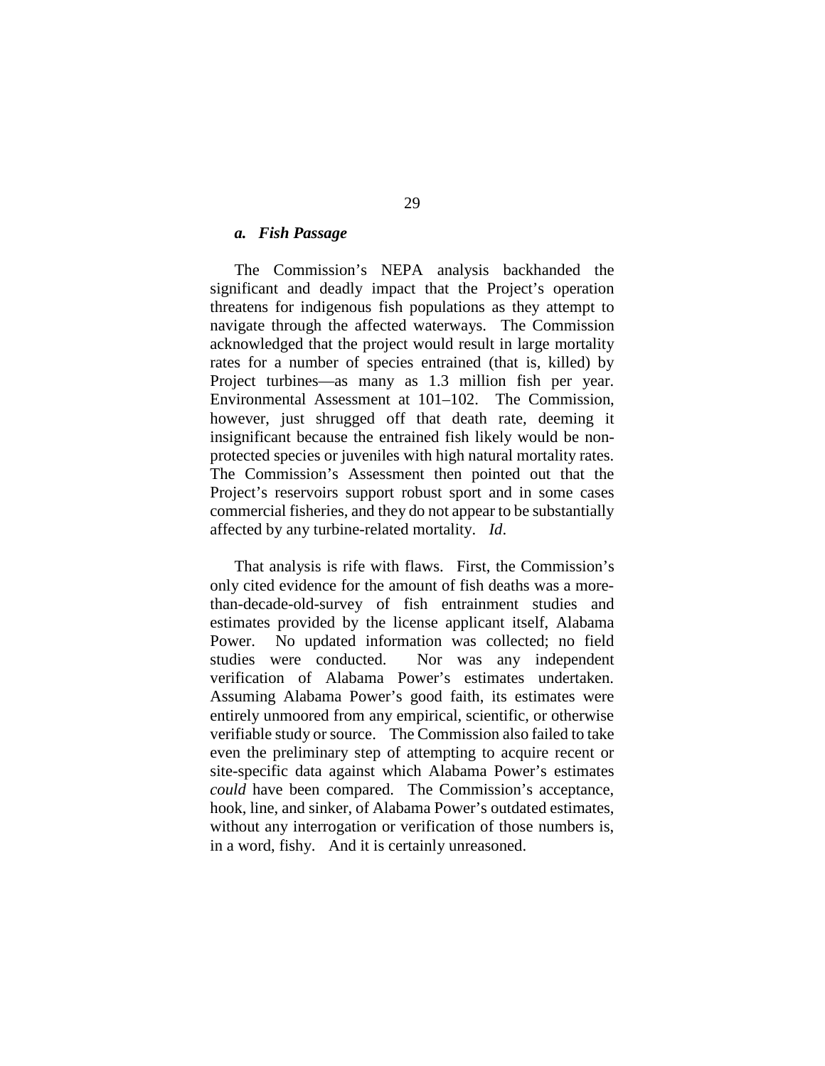### *a. Fish Passage*

The Commission's NEPA analysis backhanded the significant and deadly impact that the Project's operation threatens for indigenous fish populations as they attempt to navigate through the affected waterways. The Commission acknowledged that the project would result in large mortality rates for a number of species entrained (that is, killed) by Project turbines—as many as 1.3 million fish per year. Environmental Assessment at 101–102. The Commission, however, just shrugged off that death rate, deeming it insignificant because the entrained fish likely would be non-protected species or juveniles with high natural mortality rates. The Commission's Assessment then pointed out that the Project's reservoirs support robust sport and in some cases commercial fisheries, and they do not appear to be substantially affected by any turbine-related mortality. *Id*.

That analysis is rife with flaws. First, the Commission's only cited evidence for the amount of fish deaths was a more-than-decade-old-survey of fish entrainment studies and estimates provided by the license applicant itself, Alabama Power. No updated information was collected; no field studies were conducted. Nor was any independent verification of Alabama Power's estimates undertaken. Assuming Alabama Power's good faith, its estimates were entirely unmoored from any empirical, scientific, or otherwise verifiable study or source. The Commission also failed to take even the preliminary step of attempting to acquire recent or site-specific data against which Alabama Power's estimates *could* have been compared. The Commission's acceptance, hook, line, and sinker, of Alabama Power's outdated estimates, without any interrogation or verification of those numbers is, in a word, fishy. And it is certainly unreasoned.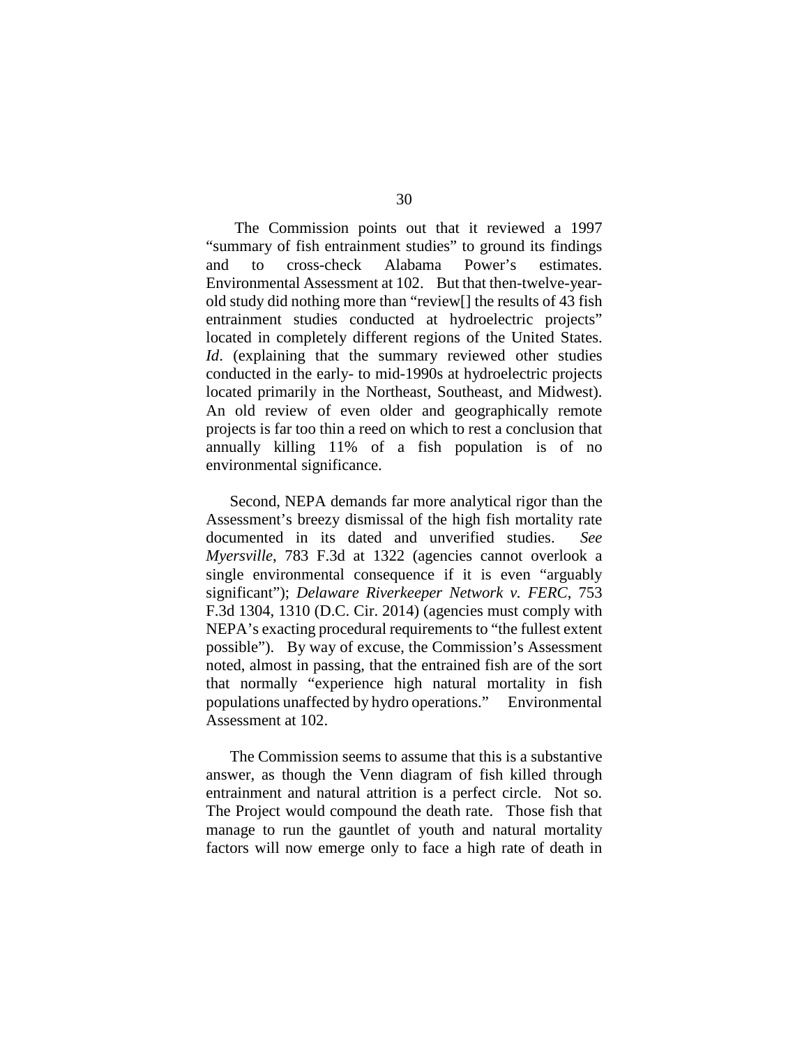The Commission points out that it reviewed a 1997 "summary of fish entrainment studies" to ground its findings and to cross-check Alabama Power's estimates. Environmental Assessment at 102. But that then-twelve-year-old study did nothing more than "review[] the results of 43 fish entrainment studies conducted at hydroelectric projects" located in completely different regions of the United States. *Id*. (explaining that the summary reviewed other studies conducted in the early- to mid-1990s at hydroelectric projects located primarily in the Northeast, Southeast, and Midwest). An old review of even older and geographically remote projects is far too thin a reed on which to rest a conclusion that annually killing 11% of a fish population is of no environmental significance.

Second, NEPA demands far more analytical rigor than the Assessment's breezy dismissal of the high fish mortality rate documented in its dated and unverified studies. *See Myersville*, 783 F.3d at 1322 (agencies cannot overlook a single environmental consequence if it is even "arguably significant"); *Delaware Riverkeeper Network v. FERC*, 753 F.3d 1304, 1310 (D.C. Cir. 2014) (agencies must comply with NEPA's exacting procedural requirements to "the fullest extent possible"). By way of excuse, the Commission's Assessment noted, almost in passing, that the entrained fish are of the sort that normally "experience high natural mortality in fish populations unaffected by hydro operations." Environmental Assessment at 102.

The Commission seems to assume that this is a substantive answer, as though the Venn diagram of fish killed through entrainment and natural attrition is a perfect circle. Not so. The Project would compound the death rate. Those fish that manage to run the gauntlet of youth and natural mortality factors will now emerge only to face a high rate of death in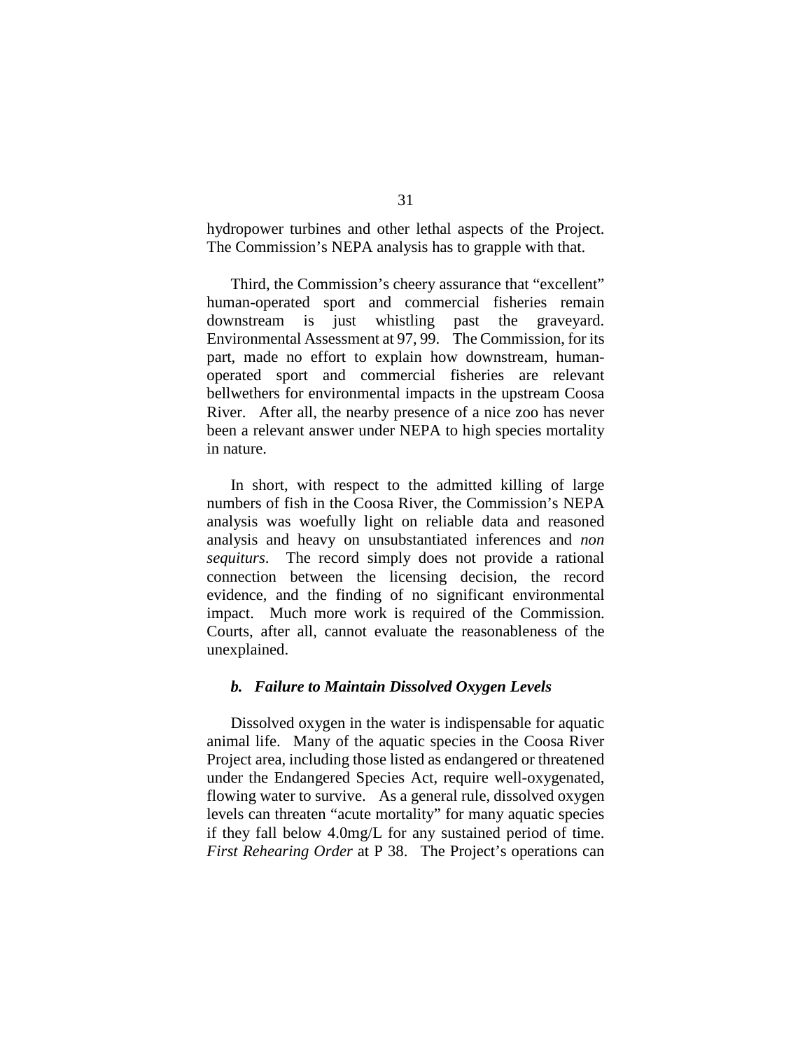hydropower turbines and other lethal aspects of the Project. The Commission's NEPA analysis has to grapple with that.

Third, the Commission's cheery assurance that "excellent" human-operated sport and commercial fisheries remain downstream is just whistling past the graveyard. Environmental Assessment at 97, 99. The Commission, for its part, made no effort to explain how downstream, human-operated sport and commercial fisheries are relevant bellwethers for environmental impacts in the upstream Coosa River. After all, the nearby presence of a nice zoo has never been a relevant answer under NEPA to high species mortality in nature.

In short, with respect to the admitted killing of large numbers of fish in the Coosa River, the Commission's NEPA analysis was woefully light on reliable data and reasoned analysis and heavy on unsubstantiated inferences and *non sequiturs*. The record simply does not provide a rational connection between the licensing decision, the record evidence, and the finding of no significant environmental impact. Much more work is required of the Commission. Courts, after all, cannot evaluate the reasonableness of the unexplained.

#### *b. Failure to Maintain Dissolved Oxygen Levels*

Dissolved oxygen in the water is indispensable for aquatic animal life. Many of the aquatic species in the Coosa River Project area, including those listed as endangered or threatened under the Endangered Species Act, require well-oxygenated, flowing water to survive. As a general rule, dissolved oxygen levels can threaten "acute mortality" for many aquatic species if they fall below 4.0mg/L for any sustained period of time. *First Rehearing Order* at P 38. The Project's operations can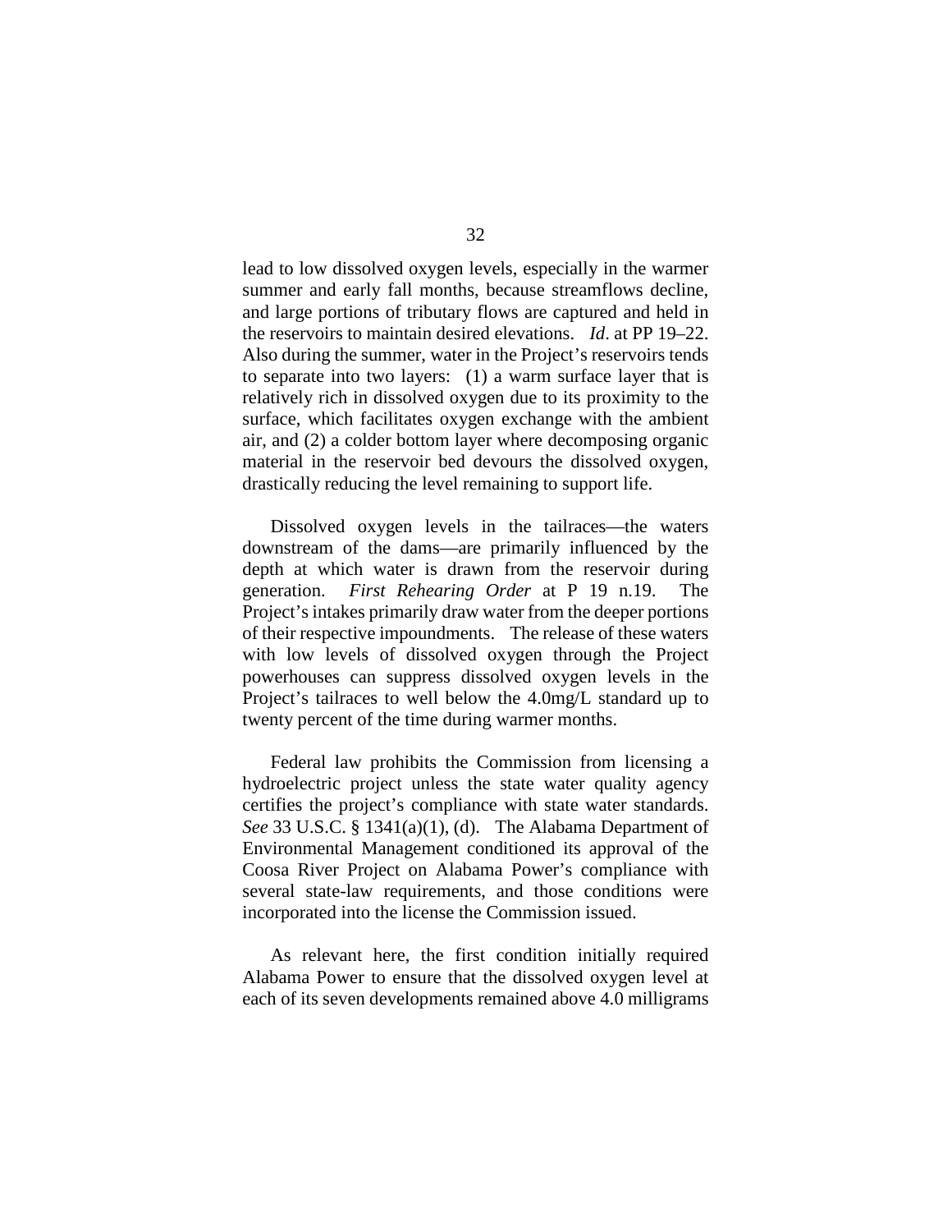lead to low dissolved oxygen levels, especially in the warmer summer and early fall months, because streamflows decline, and large portions of tributary flows are captured and held in the reservoirs to maintain desired elevations. *Id*. at PP 19–22. Also during the summer, water in the Project's reservoirs tends to separate into two layers: (1) a warm surface layer that is relatively rich in dissolved oxygen due to its proximity to the surface, which facilitates oxygen exchange with the ambient air, and (2) a colder bottom layer where decomposing organic material in the reservoir bed devours the dissolved oxygen, drastically reducing the level remaining to support life.

Dissolved oxygen levels in the tailraces—the waters downstream of the dams—are primarily influenced by the depth at which water is drawn from the reservoir during generation. *First Rehearing Order* at P 19 n.19. The Project's intakes primarily draw water from the deeper portions of their respective impoundments. The release of these waters with low levels of dissolved oxygen through the Project powerhouses can suppress dissolved oxygen levels in the Project's tailraces to well below the 4.0mg/L standard up to twenty percent of the time during warmer months.

Federal law prohibits the Commission from licensing a hydroelectric project unless the state water quality agency certifies the project's compliance with state water standards. *See* 33 U.S.C. § 1341(a)(1), (d). The Alabama Department of Environmental Management conditioned its approval of the Coosa River Project on Alabama Power's compliance with several state-law requirements, and those conditions were incorporated into the license the Commission issued.

As relevant here, the first condition initially required Alabama Power to ensure that the dissolved oxygen level at each of its seven developments remained above 4.0 milligrams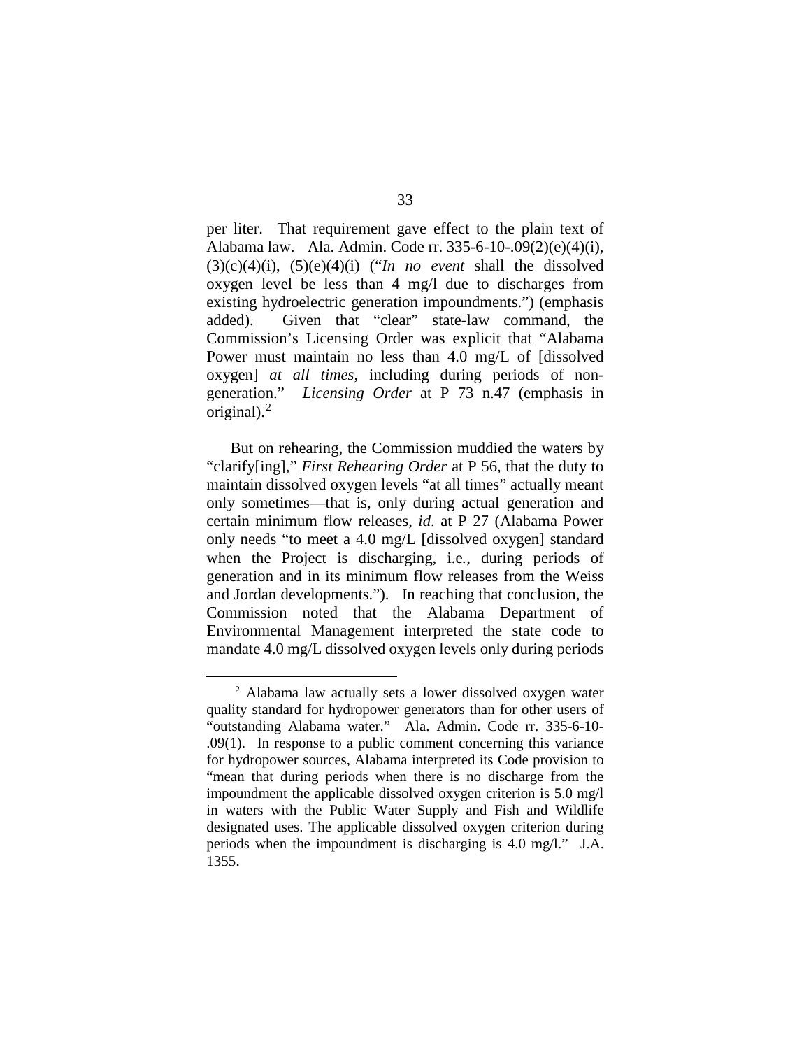per liter. That requirement gave effect to the plain text of Alabama law. Ala. Admin. Code rr. 335-6-10-.09(2)(e)(4)(i), (3)(c)(4)(i), (5)(e)(4)(i) ("*In no event* shall the dissolved oxygen level be less than 4 mg/l due to discharges from existing hydroelectric generation impoundments.") (emphasis added). Given that "clear" state-law command, the Commission's Licensing Order was explicit that "Alabama Power must maintain no less than 4.0 mg/L of [dissolved oxygen] *at all times*, including during periods of non-generation." *Licensing Order* at P 73 n.47 (emphasis in original).[2]

But on rehearing, the Commission muddied the waters by "clarify[ing]," *First Rehearing Order* at P 56, that the duty to maintain dissolved oxygen levels "at all times" actually meant only sometimes—that is, only during actual generation and certain minimum flow releases, *id*. at P 27 (Alabama Power only needs "to meet a 4.0 mg/L [dissolved oxygen] standard when the Project is discharging, i.e., during periods of generation and in its minimum flow releases from the Weiss and Jordan developments."). In reaching that conclusion, the Commission noted that the Alabama Department of Environmental Management interpreted the state code to mandate 4.0 mg/L dissolved oxygen levels only during periods

[2] Alabama law actually sets a lower dissolved oxygen water quality standard for hydropower generators than for other users of "outstanding Alabama water." Ala. Admin. Code rr. 335-6-10-.09(1). In response to a public comment concerning this variance for hydropower sources, Alabama interpreted its Code provision to "mean that during periods when there is no discharge from the impoundment the applicable dissolved oxygen criterion is 5.0 mg/l in waters with the Public Water Supply and Fish and Wildlife designated uses. The applicable dissolved oxygen criterion during periods when the impoundment is discharging is 4.0 mg/l." J.A. 1355.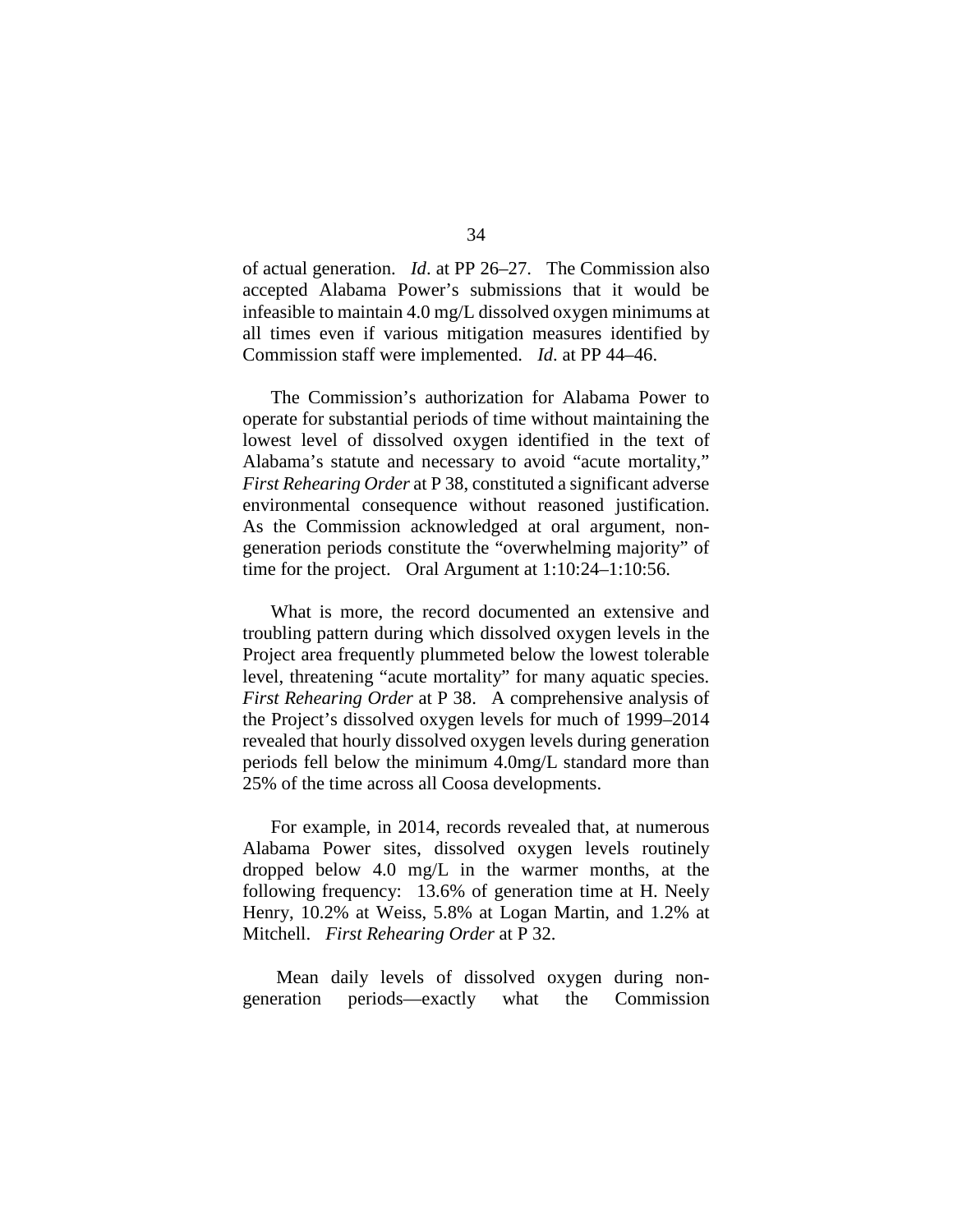of actual generation. *Id*. at PP 26–27. The Commission also accepted Alabama Power's submissions that it would be infeasible to maintain 4.0 mg/L dissolved oxygen minimums at all times even if various mitigation measures identified by Commission staff were implemented. *Id*. at PP 44–46.

The Commission's authorization for Alabama Power to operate for substantial periods of time without maintaining the lowest level of dissolved oxygen identified in the text of Alabama's statute and necessary to avoid "acute mortality," *First Rehearing Order* at P 38, constituted a significant adverse environmental consequence without reasoned justification. As the Commission acknowledged at oral argument, non-generation periods constitute the "overwhelming majority" of time for the project. Oral Argument at 1:10:24–1:10:56.

What is more, the record documented an extensive and troubling pattern during which dissolved oxygen levels in the Project area frequently plummeted below the lowest tolerable level, threatening "acute mortality" for many aquatic species. *First Rehearing Order* at P 38. A comprehensive analysis of the Project's dissolved oxygen levels for much of 1999–2014 revealed that hourly dissolved oxygen levels during generation periods fell below the minimum 4.0mg/L standard more than 25% of the time across all Coosa developments.

For example, in 2014, records revealed that, at numerous Alabama Power sites, dissolved oxygen levels routinely dropped below 4.0 mg/L in the warmer months, at the following frequency: 13.6% of generation time at H. Neely Henry, 10.2% at Weiss, 5.8% at Logan Martin, and 1.2% at Mitchell. *First Rehearing Order* at P 32.

Mean daily levels of dissolved oxygen during non-generation periods—exactly what the Commission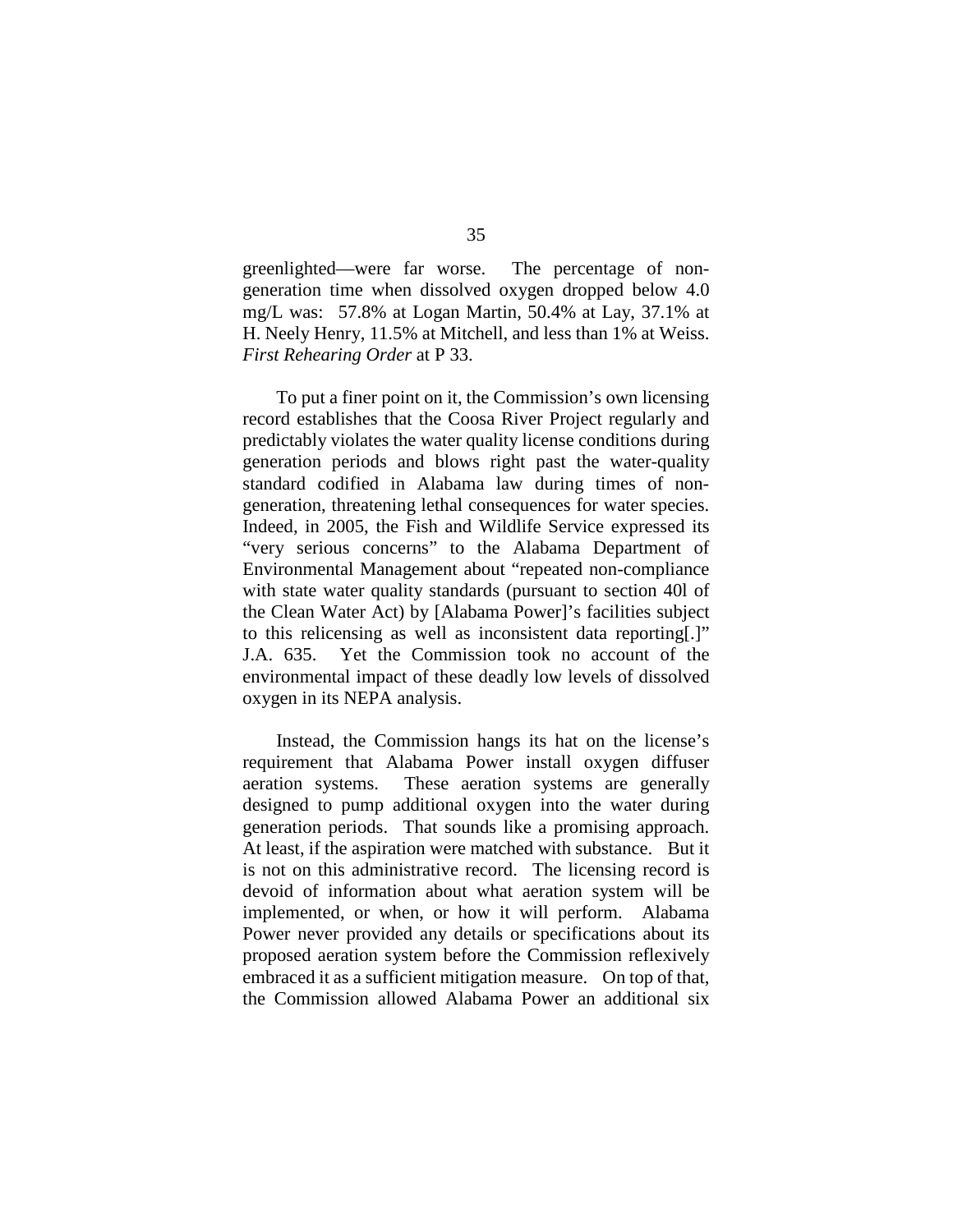greenlighted—were far worse. The percentage of non-generation time when dissolved oxygen dropped below 4.0 mg/L was: 57.8% at Logan Martin, 50.4% at Lay, 37.1% at H. Neely Henry, 11.5% at Mitchell, and less than 1% at Weiss. *First Rehearing Order* at P 33.

To put a finer point on it, the Commission's own licensing record establishes that the Coosa River Project regularly and predictably violates the water quality license conditions during generation periods and blows right past the water-quality standard codified in Alabama law during times of non-generation, threatening lethal consequences for water species. Indeed, in 2005, the Fish and Wildlife Service expressed its "very serious concerns" to the Alabama Department of Environmental Management about "repeated non-compliance with state water quality standards (pursuant to section 40l of the Clean Water Act) by [Alabama Power]'s facilities subject to this relicensing as well as inconsistent data reporting[.]" J.A. 635. Yet the Commission took no account of the environmental impact of these deadly low levels of dissolved oxygen in its NEPA analysis.

Instead, the Commission hangs its hat on the license's requirement that Alabama Power install oxygen diffuser aeration systems. These aeration systems are generally designed to pump additional oxygen into the water during generation periods. That sounds like a promising approach. At least, if the aspiration were matched with substance. But it is not on this administrative record. The licensing record is devoid of information about what aeration system will be implemented, or when, or how it will perform. Alabama Power never provided any details or specifications about its proposed aeration system before the Commission reflexively embraced it as a sufficient mitigation measure. On top of that, the Commission allowed Alabama Power an additional six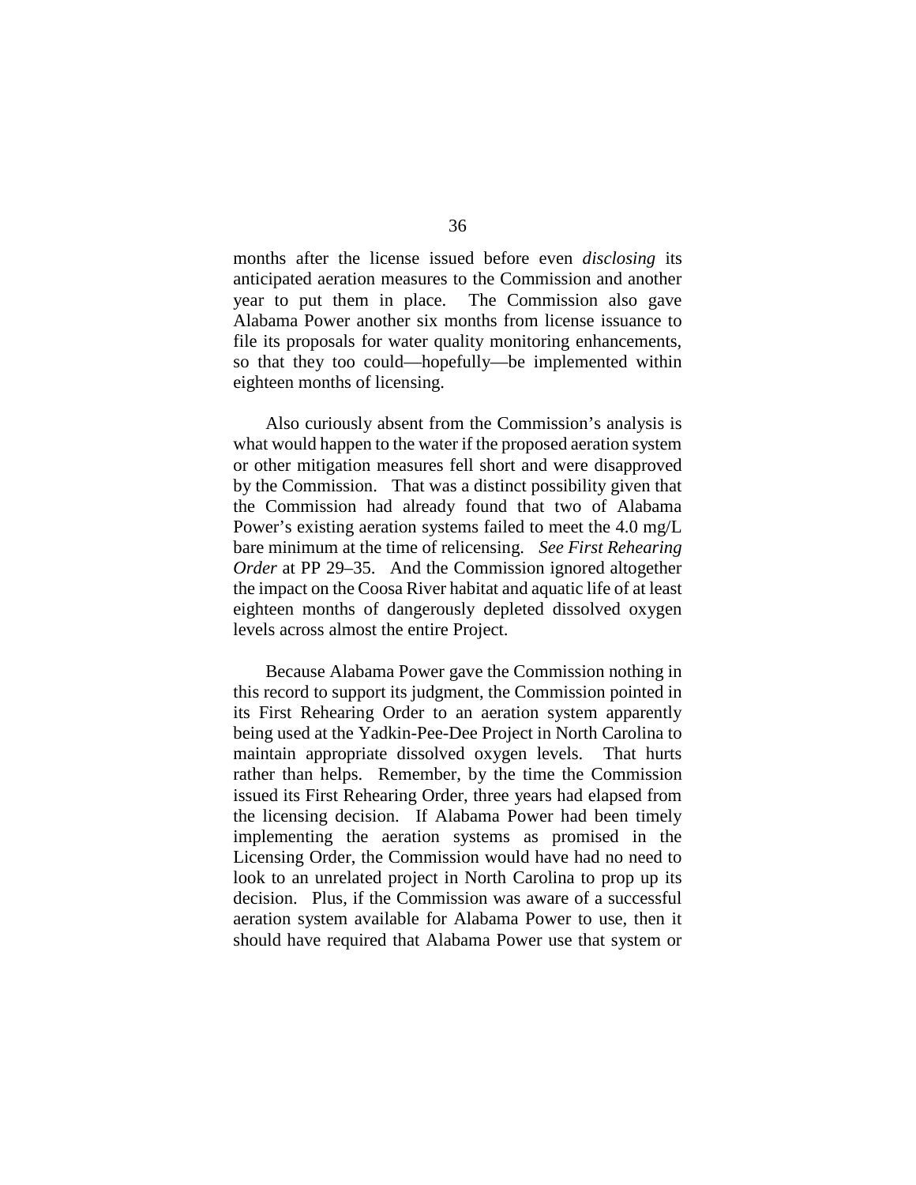months after the license issued before even *disclosing* its anticipated aeration measures to the Commission and another year to put them in place. The Commission also gave Alabama Power another six months from license issuance to file its proposals for water quality monitoring enhancements, so that they too could—hopefully—be implemented within eighteen months of licensing.

Also curiously absent from the Commission's analysis is what would happen to the water if the proposed aeration system or other mitigation measures fell short and were disapproved by the Commission. That was a distinct possibility given that the Commission had already found that two of Alabama Power's existing aeration systems failed to meet the 4.0 mg/L bare minimum at the time of relicensing. *See First Rehearing Order* at PP 29–35. And the Commission ignored altogether the impact on the Coosa River habitat and aquatic life of at least eighteen months of dangerously depleted dissolved oxygen levels across almost the entire Project.

Because Alabama Power gave the Commission nothing in this record to support its judgment, the Commission pointed in its First Rehearing Order to an aeration system apparently being used at the Yadkin-Pee-Dee Project in North Carolina to maintain appropriate dissolved oxygen levels. That hurts rather than helps. Remember, by the time the Commission issued its First Rehearing Order, three years had elapsed from the licensing decision. If Alabama Power had been timely implementing the aeration systems as promised in the Licensing Order, the Commission would have had no need to look to an unrelated project in North Carolina to prop up its decision. Plus, if the Commission was aware of a successful aeration system available for Alabama Power to use, then it should have required that Alabama Power use that system or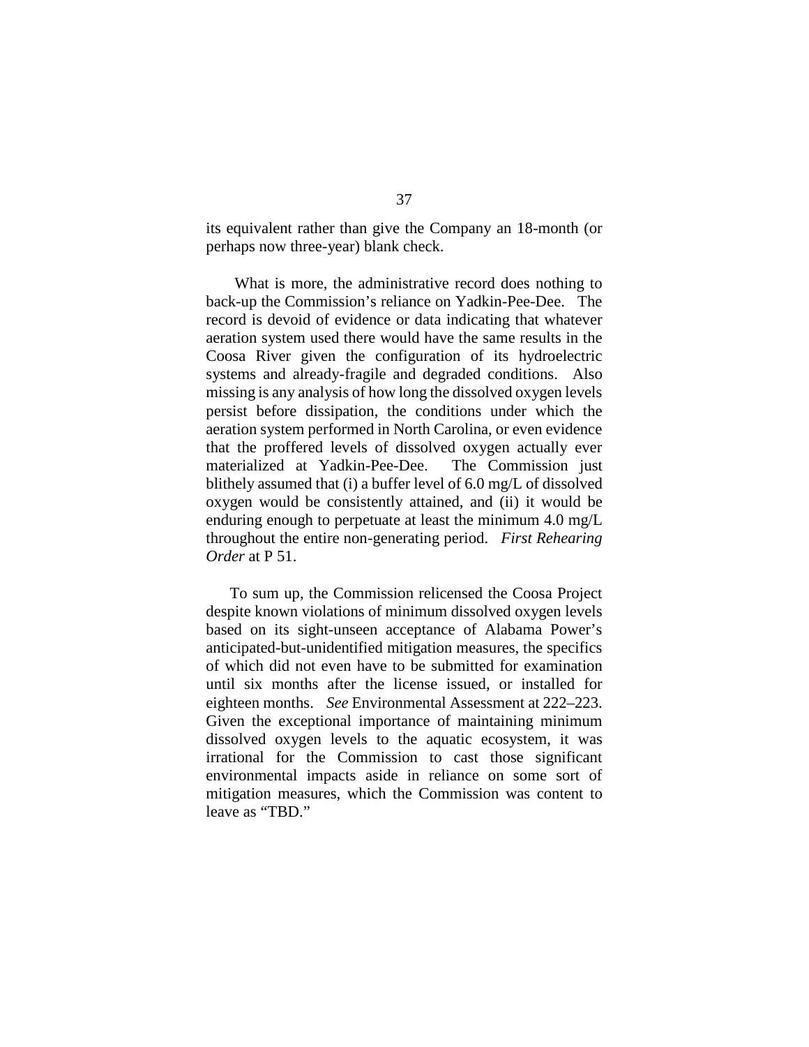its equivalent rather than give the Company an 18-month (or perhaps now three-year) blank check.

What is more, the administrative record does nothing to back-up the Commission's reliance on Yadkin-Pee-Dee. The record is devoid of evidence or data indicating that whatever aeration system used there would have the same results in the Coosa River given the configuration of its hydroelectric systems and already-fragile and degraded conditions. Also missing is any analysis of how long the dissolved oxygen levels persist before dissipation, the conditions under which the aeration system performed in North Carolina, or even evidence that the proffered levels of dissolved oxygen actually ever materialized at Yadkin-Pee-Dee. The Commission just blithely assumed that (i) a buffer level of 6.0 mg/L of dissolved oxygen would be consistently attained, and (ii) it would be enduring enough to perpetuate at least the minimum 4.0 mg/L throughout the entire non-generating period. *First Rehearing Order* at P 51.

To sum up, the Commission relicensed the Coosa Project despite known violations of minimum dissolved oxygen levels based on its sight-unseen acceptance of Alabama Power's anticipated-but-unidentified mitigation measures, the specifics of which did not even have to be submitted for examination until six months after the license issued, or installed for eighteen months. *See* Environmental Assessment at 222–223. Given the exceptional importance of maintaining minimum dissolved oxygen levels to the aquatic ecosystem, it was irrational for the Commission to cast those significant environmental impacts aside in reliance on some sort of mitigation measures, which the Commission was content to leave as "TBD."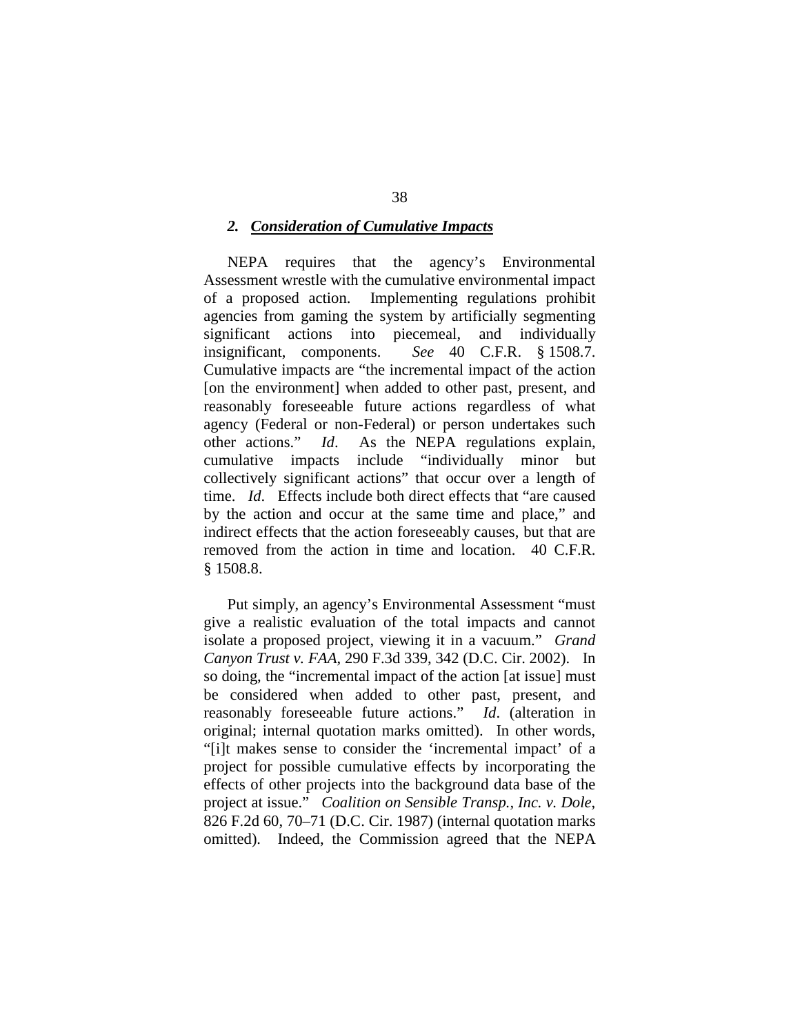### *2. Consideration of Cumulative Impacts*

NEPA requires that the agency's Environmental Assessment wrestle with the cumulative environmental impact of a proposed action. Implementing regulations prohibit agencies from gaming the system by artificially segmenting significant actions into piecemeal, and individually insignificant, components. *See* 40 C.F.R. § 1508.7. Cumulative impacts are "the incremental impact of the action [on the environment] when added to other past, present, and reasonably foreseeable future actions regardless of what agency (Federal or non-Federal) or person undertakes such other actions." *Id*. As the NEPA regulations explain, cumulative impacts include "individually minor but collectively significant actions" that occur over a length of time. *Id.* Effects include both direct effects that "are caused by the action and occur at the same time and place," and indirect effects that the action foreseeably causes, but that are removed from the action in time and location. 40 C.F.R. § 1508.8.

Put simply, an agency's Environmental Assessment "must give a realistic evaluation of the total impacts and cannot isolate a proposed project, viewing it in a vacuum." *Grand Canyon Trust v. FAA*, 290 F.3d 339, 342 (D.C. Cir. 2002). In so doing, the "incremental impact of the action [at issue] must be considered when added to other past, present, and reasonably foreseeable future actions." *Id*. (alteration in original; internal quotation marks omitted). In other words, "[i]t makes sense to consider the 'incremental impact' of a project for possible cumulative effects by incorporating the effects of other projects into the background data base of the project at issue." *Coalition on Sensible Transp., Inc. v. Dole*, 826 F.2d 60, 70–71 (D.C. Cir. 1987) (internal quotation marks omitted). Indeed, the Commission agreed that the NEPA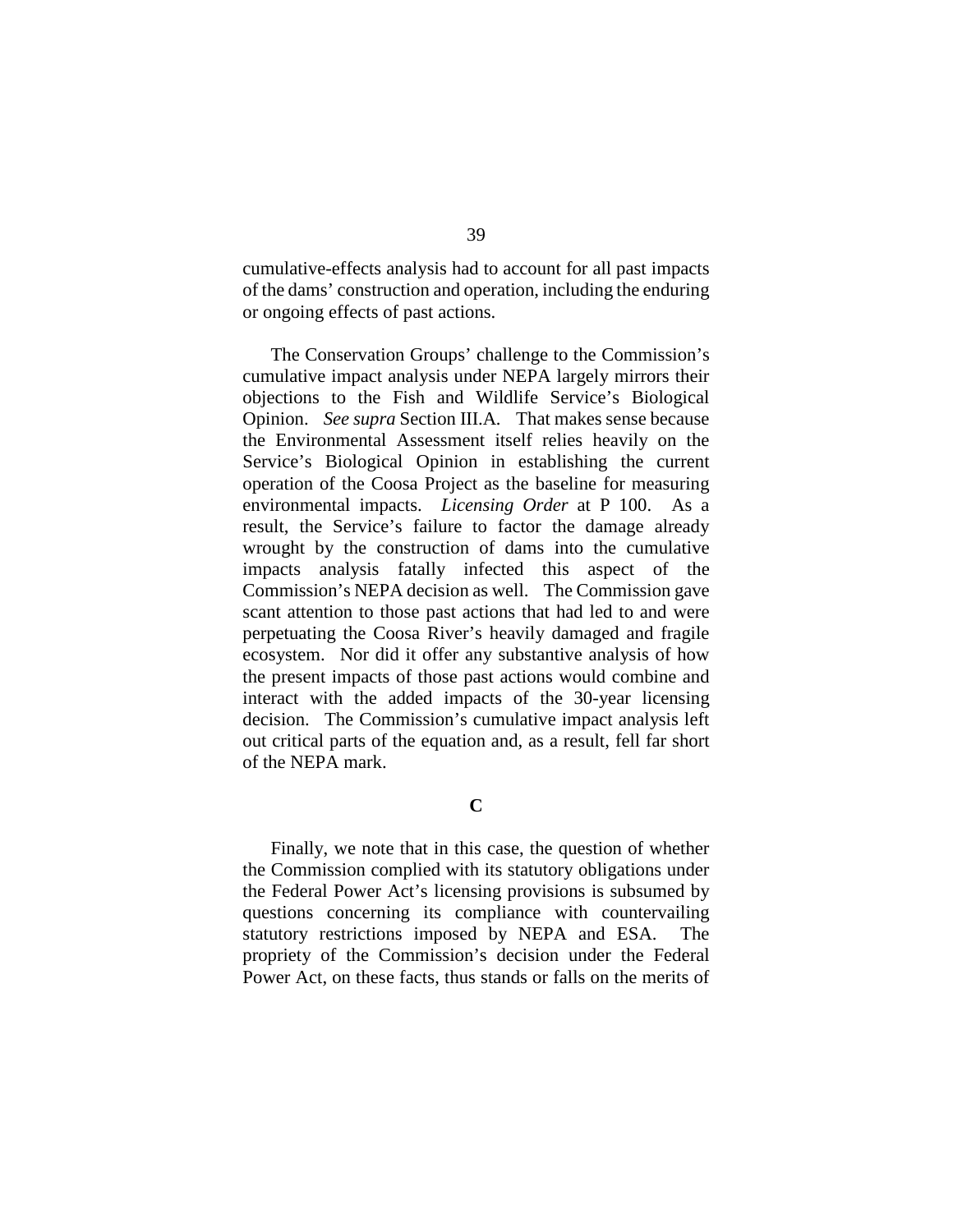cumulative-effects analysis had to account for all past impacts of the dams' construction and operation, including the enduring or ongoing effects of past actions.

The Conservation Groups' challenge to the Commission's cumulative impact analysis under NEPA largely mirrors their objections to the Fish and Wildlife Service's Biological Opinion. *See supra* Section III.A. That makes sense because the Environmental Assessment itself relies heavily on the Service's Biological Opinion in establishing the current operation of the Coosa Project as the baseline for measuring environmental impacts. *Licensing Order* at P 100. As a result, the Service's failure to factor the damage already wrought by the construction of dams into the cumulative impacts analysis fatally infected this aspect of the Commission's NEPA decision as well. The Commission gave scant attention to those past actions that had led to and were perpetuating the Coosa River's heavily damaged and fragile ecosystem. Nor did it offer any substantive analysis of how the present impacts of those past actions would combine and interact with the added impacts of the 30-year licensing decision. The Commission's cumulative impact analysis left out critical parts of the equation and, as a result, fell far short of the NEPA mark.

### C

Finally, we note that in this case, the question of whether the Commission complied with its statutory obligations under the Federal Power Act's licensing provisions is subsumed by questions concerning its compliance with countervailing statutory restrictions imposed by NEPA and ESA. The propriety of the Commission's decision under the Federal Power Act, on these facts, thus stands or falls on the merits of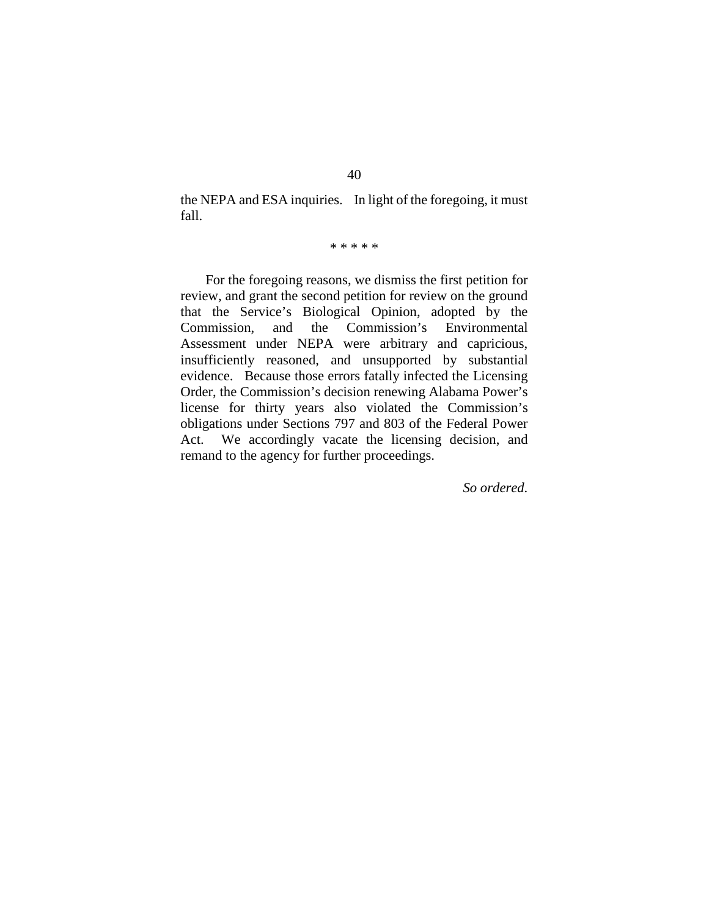the NEPA and ESA inquiries. In light of the foregoing, it must fall.

* * * * *

For the foregoing reasons, we dismiss the first petition for review, and grant the second petition for review on the ground that the Service's Biological Opinion, adopted by the Commission, and the Commission's Environmental Assessment under NEPA were arbitrary and capricious, insufficiently reasoned, and unsupported by substantial evidence. Because those errors fatally infected the Licensing Order, the Commission's decision renewing Alabama Power's license for thirty years also violated the Commission's obligations under Sections 797 and 803 of the Federal Power Act. We accordingly vacate the licensing decision, and remand to the agency for further proceedings.

*So ordered.*